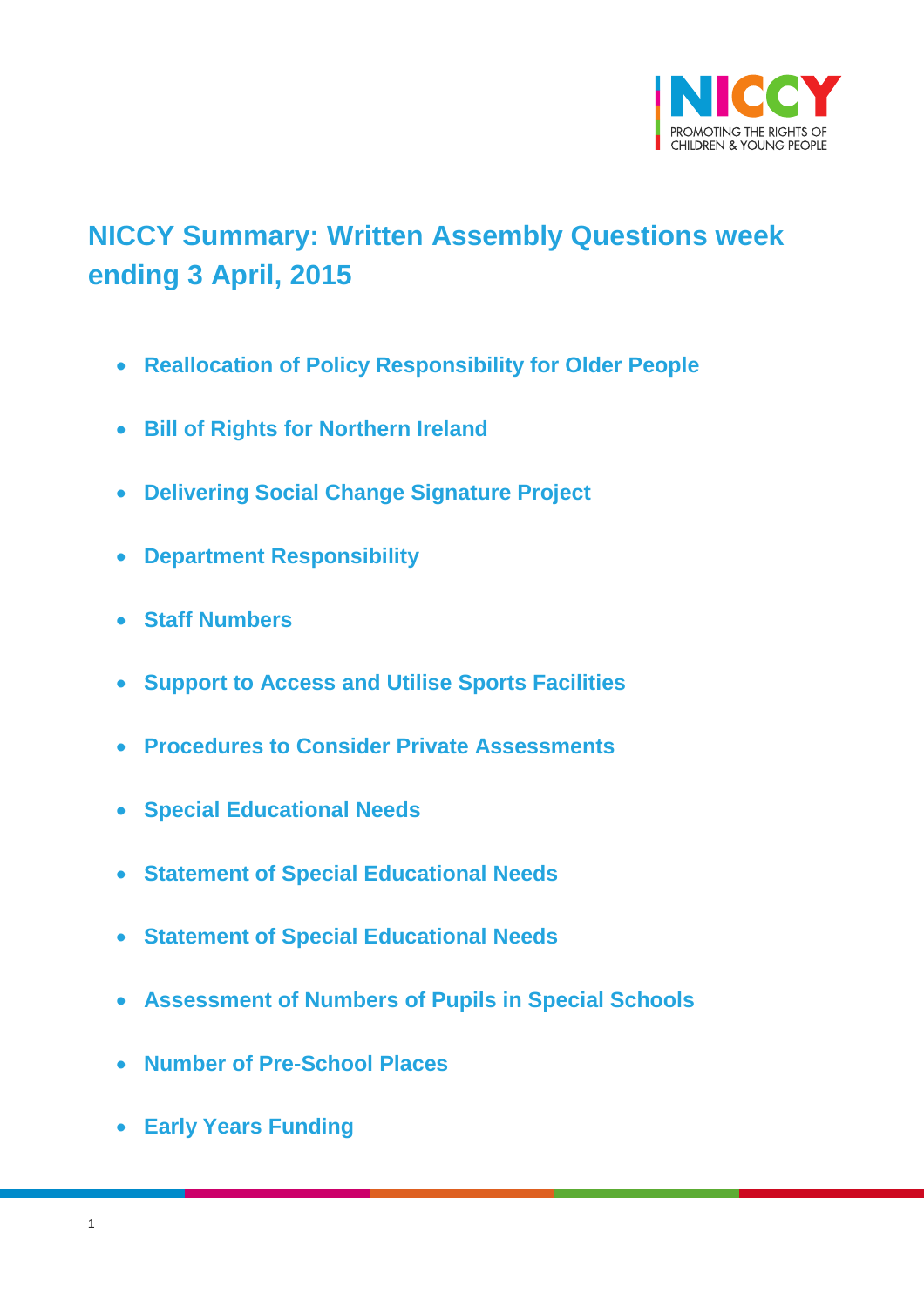# NICCY Summary: Written Assembly Questions week ending 3 April, 2015

- Reallocation of Policy Responsibility for Older People
- Bill of Rights for Northern Ireland
- Delivering Social Change Signature Project
- Department Responsibility
- Staff Numbers
- Support to Access and Utilise Sports Facilities
- Procedures to Consider Private Assessments
- Special Educational Needs
- Statement of Special Educational Needs
- Statement of Special Educational Needs
- Assessment of Numbers of Pupils in Special Schools
- Number of Pre-School Places
- Early Years Funding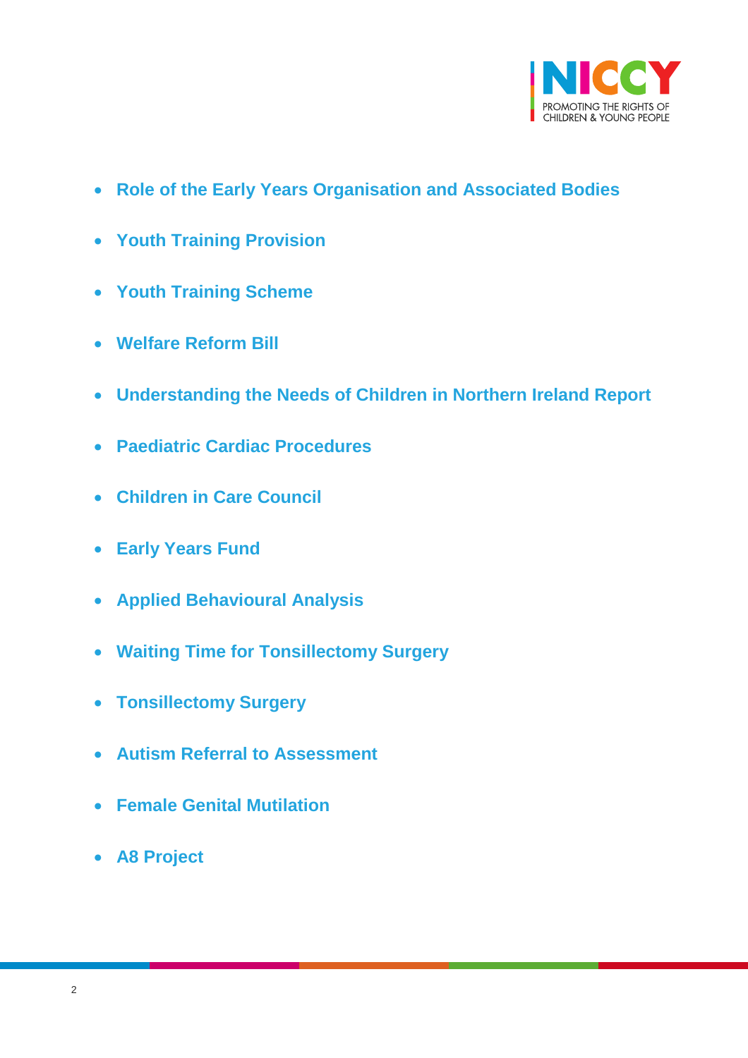- **Role of the Early Years Organisation and Associated Bodies**
- **Youth Training Provision**
- **Youth Training Scheme**
- **Welfare Reform Bill**
- **Understanding the Needs of Children in Northern Ireland Report**
- **Paediatric Cardiac Procedures**
- **Children in Care Council**
- **Early Years Fund**
- **Applied Behavioural Analysis**
- **Waiting Time for Tonsillectomy Surgery**
- **Tonsillectomy Surgery**
- **Autism Referral to Assessment**
- **Female Genital Mutilation**
- **A8 Project**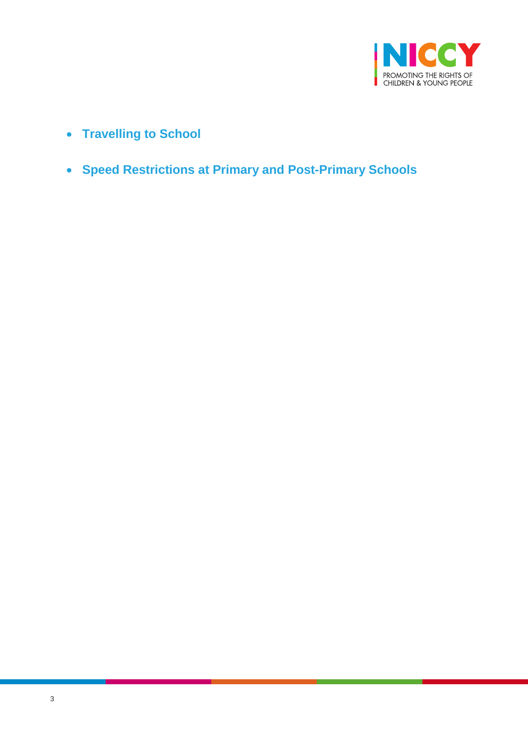- **Travelling to School**
- **Speed Restrictions at Primary and Post-Primary Schools**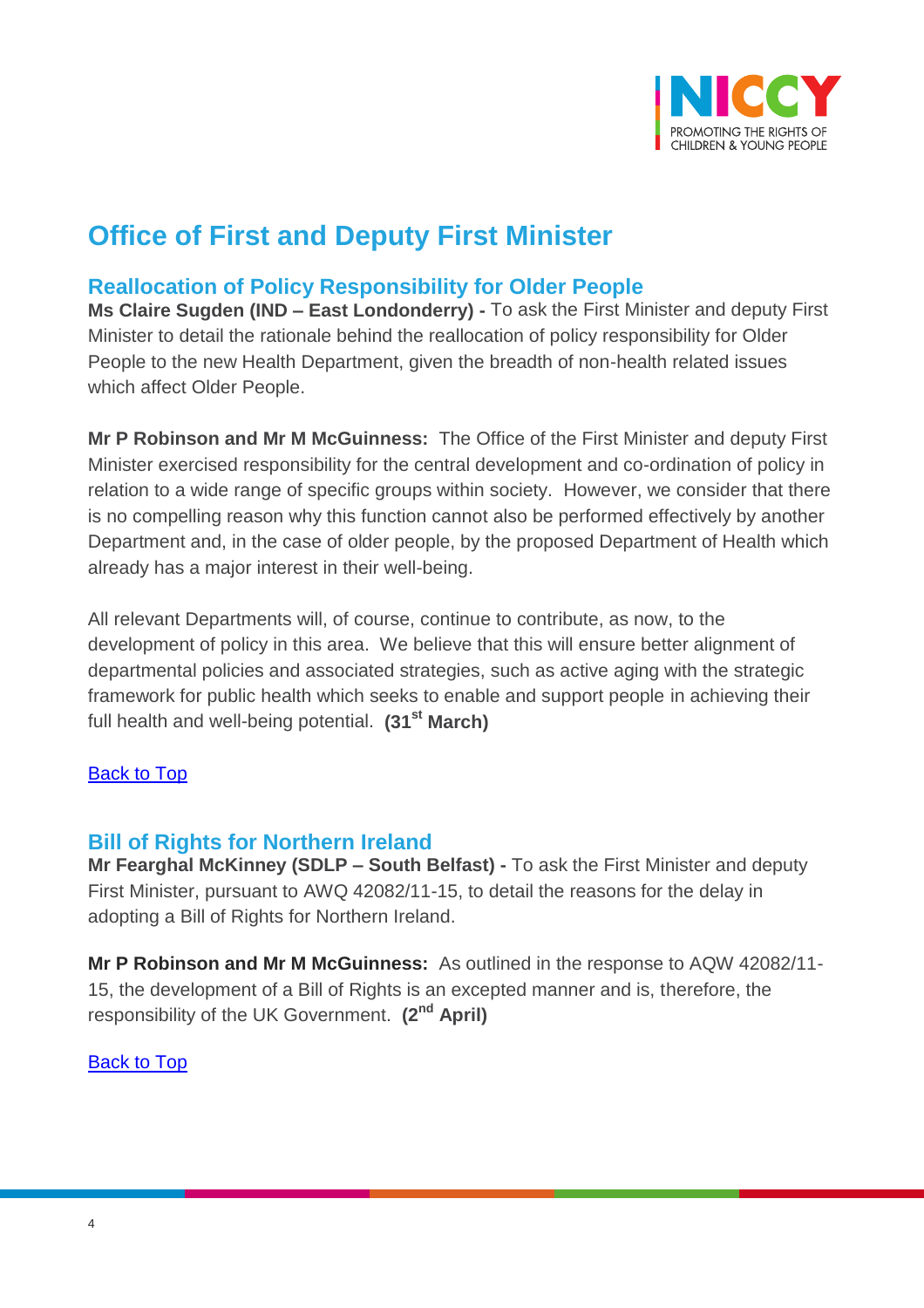# Office of First and Deputy First Minister

## Reallocation of Policy Responsibility for Older People

**Ms Claire Sugden (IND – East Londonderry) -** To ask the First Minister and deputy First Minister to detail the rationale behind the reallocation of policy responsibility for Older People to the new Health Department, given the breadth of non-health related issues which affect Older People.

**Mr P Robinson and Mr M McGuinness:** The Office of the First Minister and deputy First Minister exercised responsibility for the central development and co-ordination of policy in relation to a wide range of specific groups within society. However, we consider that there is no compelling reason why this function cannot also be performed effectively by another Department and, in the case of older people, by the proposed Department of Health which already has a major interest in their well-being.

All relevant Departments will, of course, continue to contribute, as now, to the development of policy in this area. We believe that this will ensure better alignment of departmental policies and associated strategies, such as active aging with the strategic framework for public health which seeks to enable and support people in achieving their full health and well-being potential. **(31st March)**

Back to Top

## Bill of Rights for Northern Ireland

**Mr Fearghal McKinney (SDLP – South Belfast) -** To ask the First Minister and deputy First Minister, pursuant to AWQ 42082/11-15, to detail the reasons for the delay in adopting a Bill of Rights for Northern Ireland.

**Mr P Robinson and Mr M McGuinness:** As outlined in the response to AQW 42082/11-15, the development of a Bill of Rights is an excepted manner and is, therefore, the responsibility of the UK Government. **(2nd April)**

Back to Top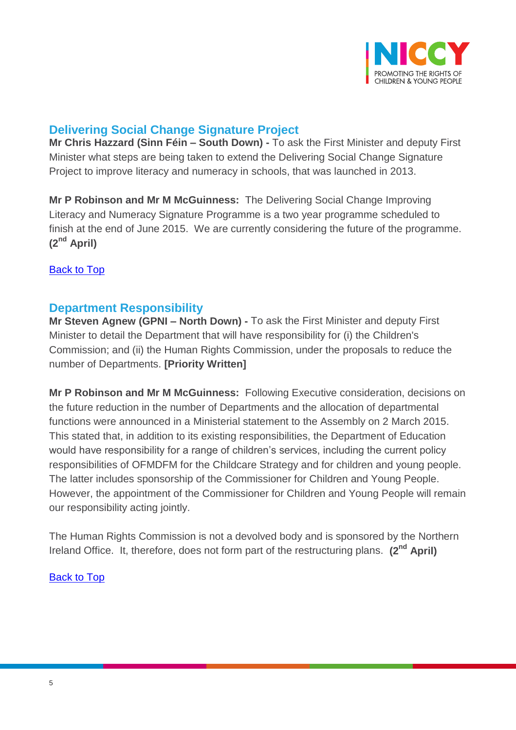## Delivering Social Change Signature Project

**Mr Chris Hazzard (Sinn Féin – South Down) -** To ask the First Minister and deputy First Minister what steps are being taken to extend the Delivering Social Change Signature Project to improve literacy and numeracy in schools, that was launched in 2013.

**Mr P Robinson and Mr M McGuinness:** The Delivering Social Change Improving Literacy and Numeracy Signature Programme is a two year programme scheduled to finish at the end of June 2015. We are currently considering the future of the programme. **(2nd April)**

Back to Top

## Department Responsibility

**Mr Steven Agnew (GPNI – North Down) -** To ask the First Minister and deputy First Minister to detail the Department that will have responsibility for (i) the Children's Commission; and (ii) the Human Rights Commission, under the proposals to reduce the number of Departments. **[Priority Written]**

**Mr P Robinson and Mr M McGuinness:** Following Executive consideration, decisions on the future reduction in the number of Departments and the allocation of departmental functions were announced in a Ministerial statement to the Assembly on 2 March 2015. This stated that, in addition to its existing responsibilities, the Department of Education would have responsibility for a range of children's services, including the current policy responsibilities of OFMDFM for the Childcare Strategy and for children and young people. The latter includes sponsorship of the Commissioner for Children and Young People. However, the appointment of the Commissioner for Children and Young People will remain our responsibility acting jointly.

The Human Rights Commission is not a devolved body and is sponsored by the Northern Ireland Office. It, therefore, does not form part of the restructuring plans. **(2nd April)**

Back to Top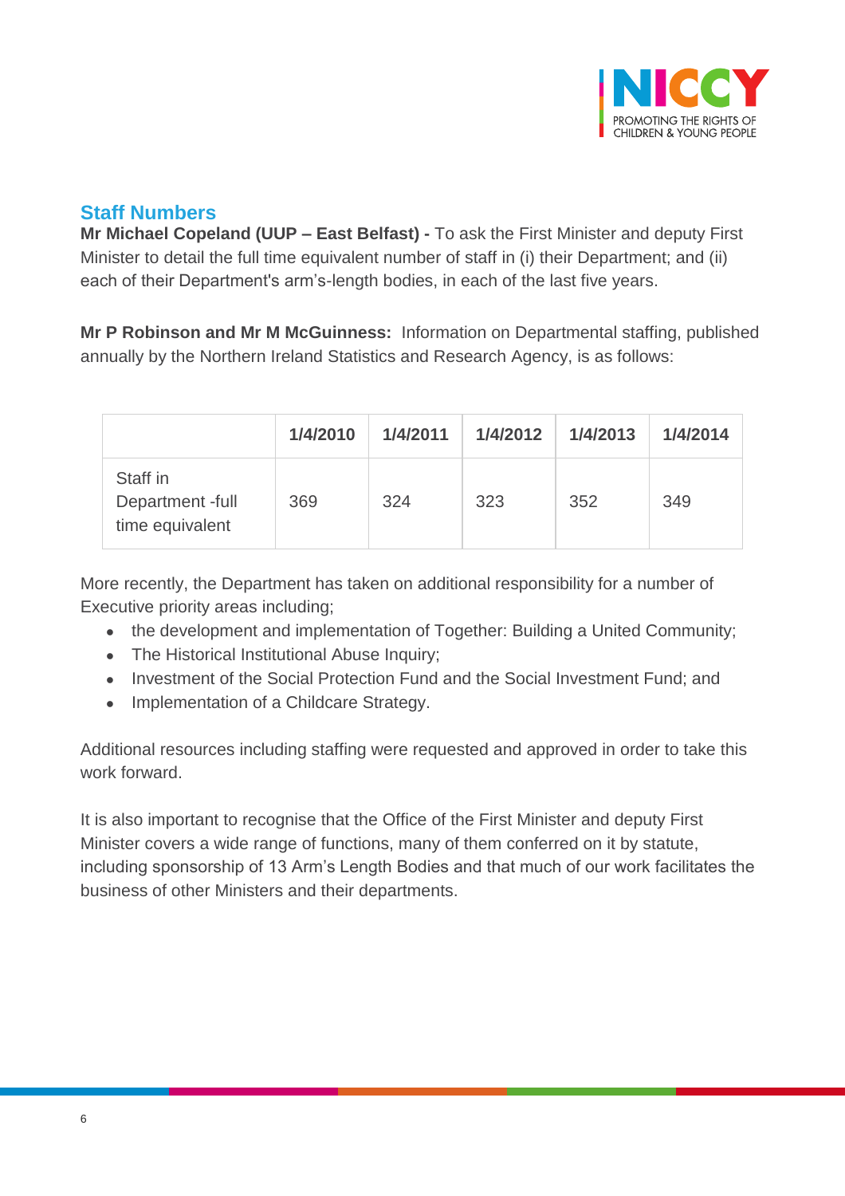## Staff Numbers

**Mr Michael Copeland (UUP – East Belfast) -** To ask the First Minister and deputy First Minister to detail the full time equivalent number of staff in (i) their Department; and (ii) each of their Department's arm's-length bodies, in each of the last five years.

**Mr P Robinson and Mr M McGuinness:** Information on Departmental staffing, published annually by the Northern Ireland Statistics and Research Agency, is as follows:

| | 1/4/2010 | 1/4/2011 | 1/4/2012 | 1/4/2013 | 1/4/2014 |
|---|---|---|---|---|---|
| Staff in Department -full time equivalent | 369 | 324 | 323 | 352 | 349 |

More recently, the Department has taken on additional responsibility for a number of Executive priority areas including;

- the development and implementation of Together: Building a United Community;
- The Historical Institutional Abuse Inquiry;
- Investment of the Social Protection Fund and the Social Investment Fund; and
- Implementation of a Childcare Strategy.

Additional resources including staffing were requested and approved in order to take this work forward.

It is also important to recognise that the Office of the First Minister and deputy First Minister covers a wide range of functions, many of them conferred on it by statute, including sponsorship of 13 Arm's Length Bodies and that much of our work facilitates the business of other Ministers and their departments.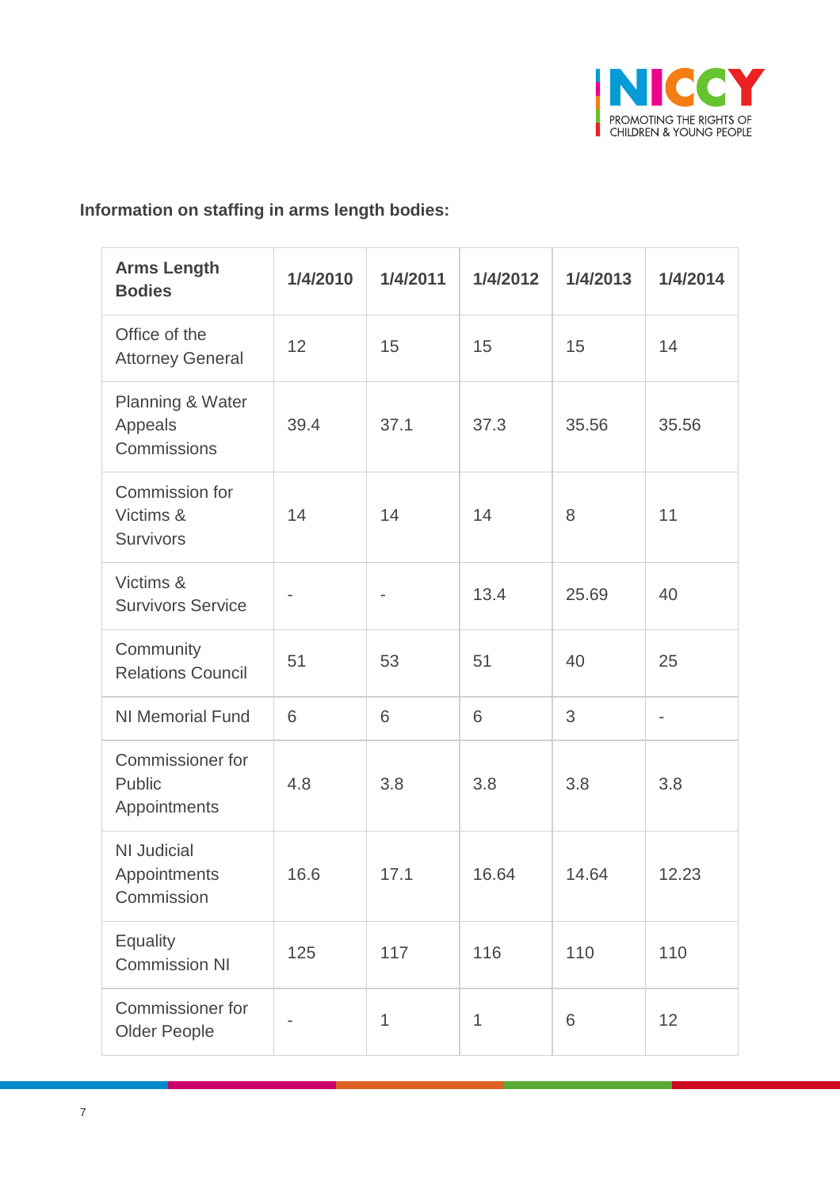**Information on staffing in arms length bodies:**

| Arms Length Bodies | 1/4/2010 | 1/4/2011 | 1/4/2012 | 1/4/2013 | 1/4/2014 |
|---|---|---|---|---|---|
| Office of the Attorney General | 12 | 15 | 15 | 15 | 14 |
| Planning & Water Appeals Commissions | 39.4 | 37.1 | 37.3 | 35.56 | 35.56 |
| Commission for Victims & Survivors | 14 | 14 | 14 | 8 | 11 |
| Victims & Survivors Service | - | - | 13.4 | 25.69 | 40 |
| Community Relations Council | 51 | 53 | 51 | 40 | 25 |
| NI Memorial Fund | 6 | 6 | 6 | 3 | - |
| Commissioner for Public Appointments | 4.8 | 3.8 | 3.8 | 3.8 | 3.8 |
| NI Judicial Appointments Commission | 16.6 | 17.1 | 16.64 | 14.64 | 12.23 |
| Equality Commission NI | 125 | 117 | 116 | 110 | 110 |
| Commissioner for Older People | - | 1 | 1 | 6 | 12 |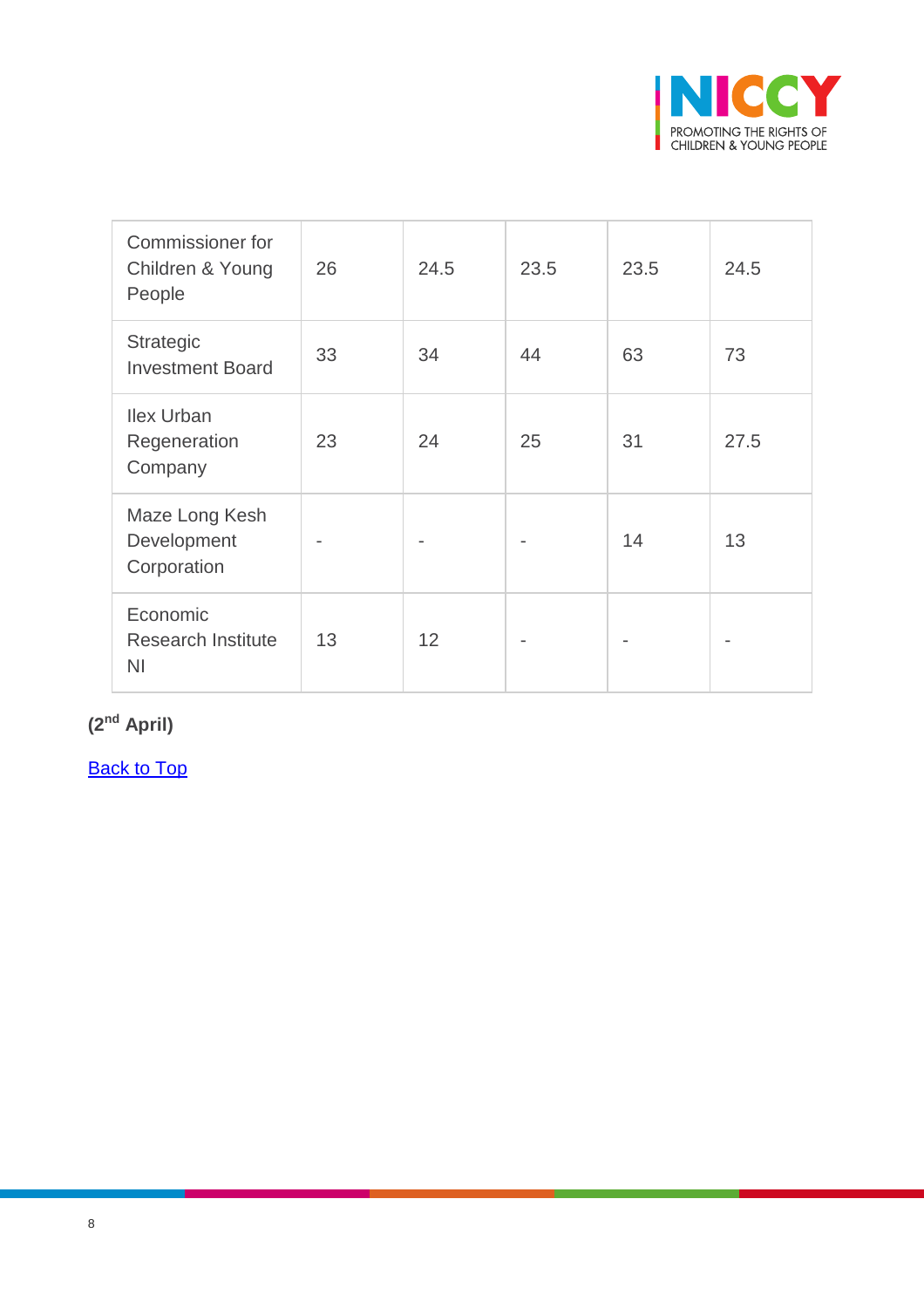| | | | | | |
|---|---|---|---|---|---|
| Commissioner for Children & Young People | 26 | 24.5 | 23.5 | 23.5 | 24.5 |
| Strategic Investment Board | 33 | 34 | 44 | 63 | 73 |
| Ilex Urban Regeneration Company | 23 | 24 | 25 | 31 | 27.5 |
| Maze Long Kesh Development Corporation | - | - | - | 14 | 13 |
| Economic Research Institute NI | 13 | 12 | - | - | - |

**(2nd April)**

Back to Top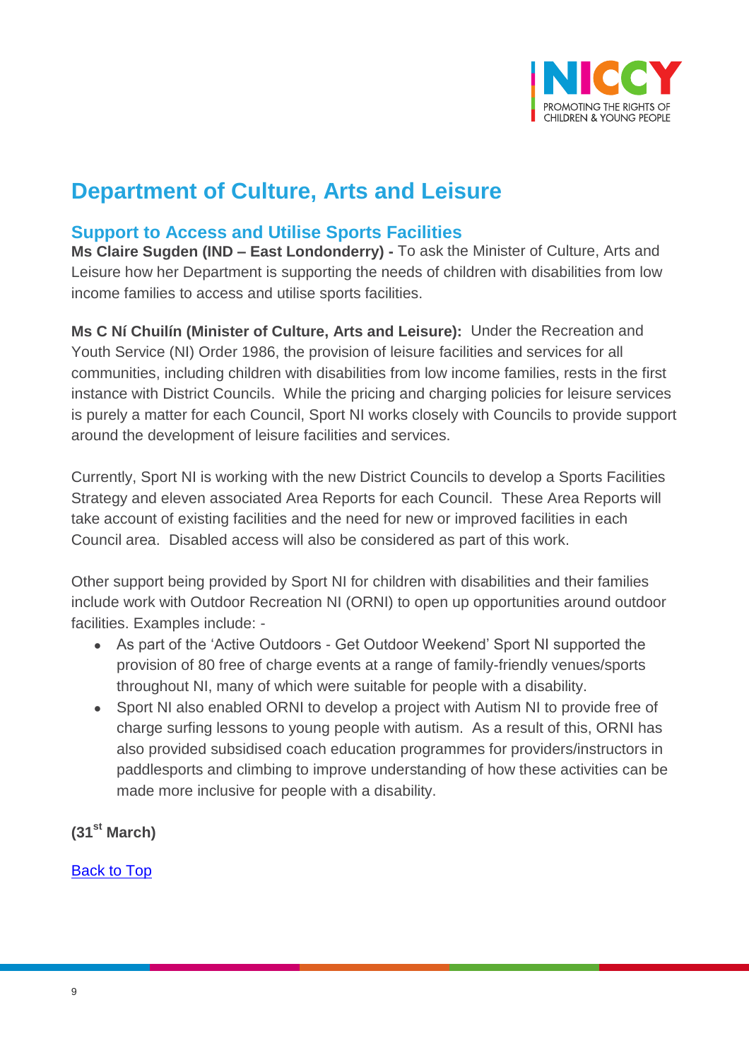## Department of Culture, Arts and Leisure

### Support to Access and Utilise Sports Facilities

**Ms Claire Sugden (IND – East Londonderry) -** To ask the Minister of Culture, Arts and Leisure how her Department is supporting the needs of children with disabilities from low income families to access and utilise sports facilities.

**Ms C Ní Chuilín (Minister of Culture, Arts and Leisure):** Under the Recreation and Youth Service (NI) Order 1986, the provision of leisure facilities and services for all communities, including children with disabilities from low income families, rests in the first instance with District Councils. While the pricing and charging policies for leisure services is purely a matter for each Council, Sport NI works closely with Councils to provide support around the development of leisure facilities and services.

Currently, Sport NI is working with the new District Councils to develop a Sports Facilities Strategy and eleven associated Area Reports for each Council. These Area Reports will take account of existing facilities and the need for new or improved facilities in each Council area. Disabled access will also be considered as part of this work.

Other support being provided by Sport NI for children with disabilities and their families include work with Outdoor Recreation NI (ORNI) to open up opportunities around outdoor facilities. Examples include: -

- As part of the 'Active Outdoors - Get Outdoor Weekend' Sport NI supported the provision of 80 free of charge events at a range of family-friendly venues/sports throughout NI, many of which were suitable for people with a disability.
- Sport NI also enabled ORNI to develop a project with Autism NI to provide free of charge surfing lessons to young people with autism. As a result of this, ORNI has also provided subsidised coach education programmes for providers/instructors in paddlesports and climbing to improve understanding of how these activities can be made more inclusive for people with a disability.

**(31st March)**

Back to Top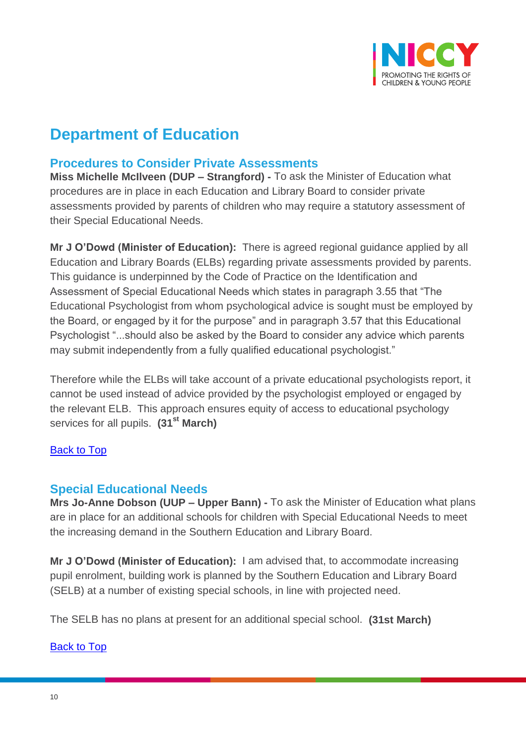# Department of Education

## Procedures to Consider Private Assessments

**Miss Michelle McIlveen (DUP – Strangford) -** To ask the Minister of Education what procedures are in place in each Education and Library Board to consider private assessments provided by parents of children who may require a statutory assessment of their Special Educational Needs.

**Mr J O'Dowd (Minister of Education):** There is agreed regional guidance applied by all Education and Library Boards (ELBs) regarding private assessments provided by parents. This guidance is underpinned by the Code of Practice on the Identification and Assessment of Special Educational Needs which states in paragraph 3.55 that "The Educational Psychologist from whom psychological advice is sought must be employed by the Board, or engaged by it for the purpose" and in paragraph 3.57 that this Educational Psychologist "...should also be asked by the Board to consider any advice which parents may submit independently from a fully qualified educational psychologist."

Therefore while the ELBs will take account of a private educational psychologists report, it cannot be used instead of advice provided by the psychologist employed or engaged by the relevant ELB. This approach ensures equity of access to educational psychology services for all pupils. **(31st March)**

Back to Top

## Special Educational Needs

**Mrs Jo-Anne Dobson (UUP – Upper Bann) -** To ask the Minister of Education what plans are in place for an additional schools for children with Special Educational Needs to meet the increasing demand in the Southern Education and Library Board.

**Mr J O'Dowd (Minister of Education):** I am advised that, to accommodate increasing pupil enrolment, building work is planned by the Southern Education and Library Board (SELB) at a number of existing special schools, in line with projected need.

The SELB has no plans at present for an additional special school. **(31st March)**

Back to Top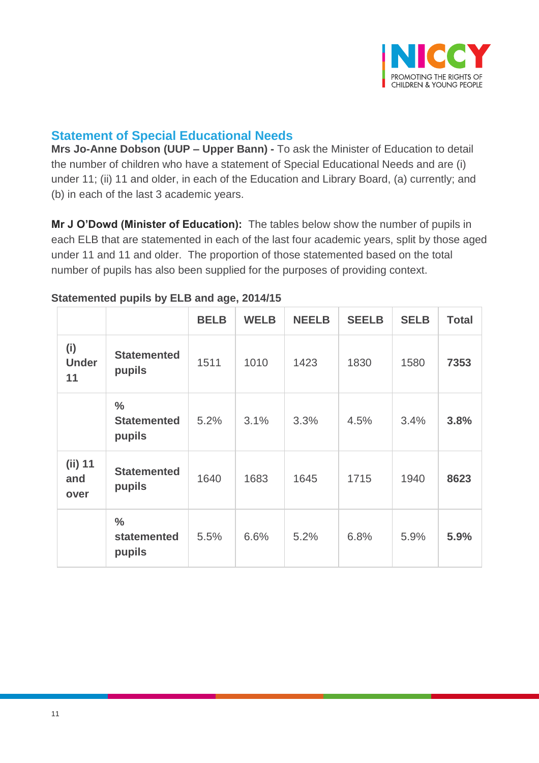## Statement of Special Educational Needs

**Mrs Jo-Anne Dobson (UUP – Upper Bann) -** To ask the Minister of Education to detail the number of children who have a statement of Special Educational Needs and are (i) under 11; (ii) 11 and older, in each of the Education and Library Board, (a) currently; and (b) in each of the last 3 academic years.

**Mr J O'Dowd (Minister of Education):** The tables below show the number of pupils in each ELB that are statemented in each of the last four academic years, split by those aged under 11 and 11 and older. The proportion of those statemented based on the total number of pupils has also been supplied for the purposes of providing context.

**Statemented pupils by ELB and age, 2014/15**

| | | BELB | WELB | NEELB | SEELB | SELB | Total |
|---|---|---|---|---|---|---|---|
| **(i) Under 11** | **Statemented pupils** | 1511 | 1010 | 1423 | 1830 | 1580 | **7353** |
| | **% Statemented pupils** | 5.2% | 3.1% | 3.3% | 4.5% | 3.4% | **3.8%** |
| **(ii) 11 and over** | **Statemented pupils** | 1640 | 1683 | 1645 | 1715 | 1940 | **8623** |
| | **% statemented pupils** | 5.5% | 6.6% | 5.2% | 6.8% | 5.9% | **5.9%** |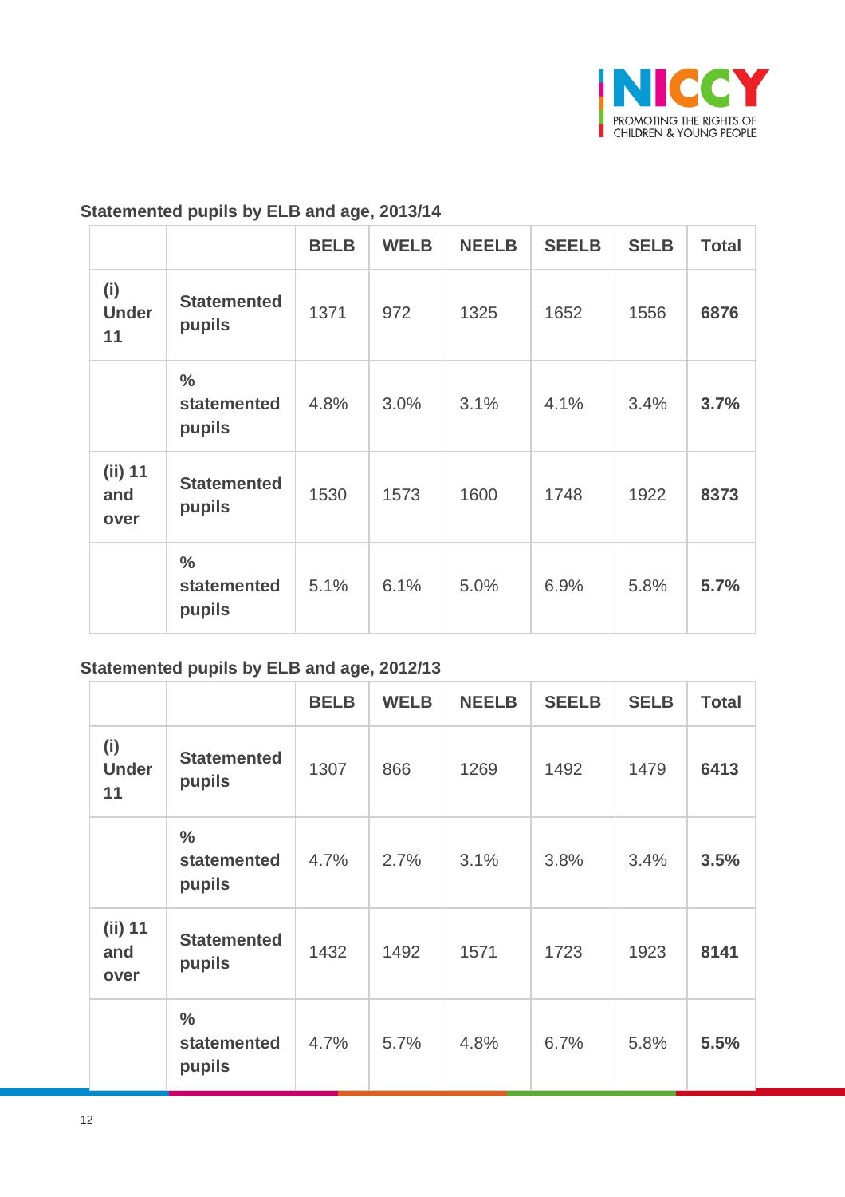**Statemented pupils by ELB and age, 2013/14**

| | | BELB | WELB | NEELB | SEELB | SELB | Total |
|---|---|---|---|---|---|---|---|
| **(i) Under 11** | **Statemented pupils** | 1371 | 972 | 1325 | 1652 | 1556 | **6876** |
| | **% statemented pupils** | 4.8% | 3.0% | 3.1% | 4.1% | 3.4% | **3.7%** |
| **(ii) 11 and over** | **Statemented pupils** | 1530 | 1573 | 1600 | 1748 | 1922 | **8373** |
| | **% statemented pupils** | 5.1% | 6.1% | 5.0% | 6.9% | 5.8% | **5.7%** |

**Statemented pupils by ELB and age, 2012/13**

| | | BELB | WELB | NEELB | SEELB | SELB | Total |
|---|---|---|---|---|---|---|---|
| **(i) Under 11** | **Statemented pupils** | 1307 | 866 | 1269 | 1492 | 1479 | **6413** |
| | **% statemented pupils** | 4.7% | 2.7% | 3.1% | 3.8% | 3.4% | **3.5%** |
| **(ii) 11 and over** | **Statemented pupils** | 1432 | 1492 | 1571 | 1723 | 1923 | **8141** |
| | **% statemented pupils** | 4.7% | 5.7% | 4.8% | 6.7% | 5.8% | **5.5%** |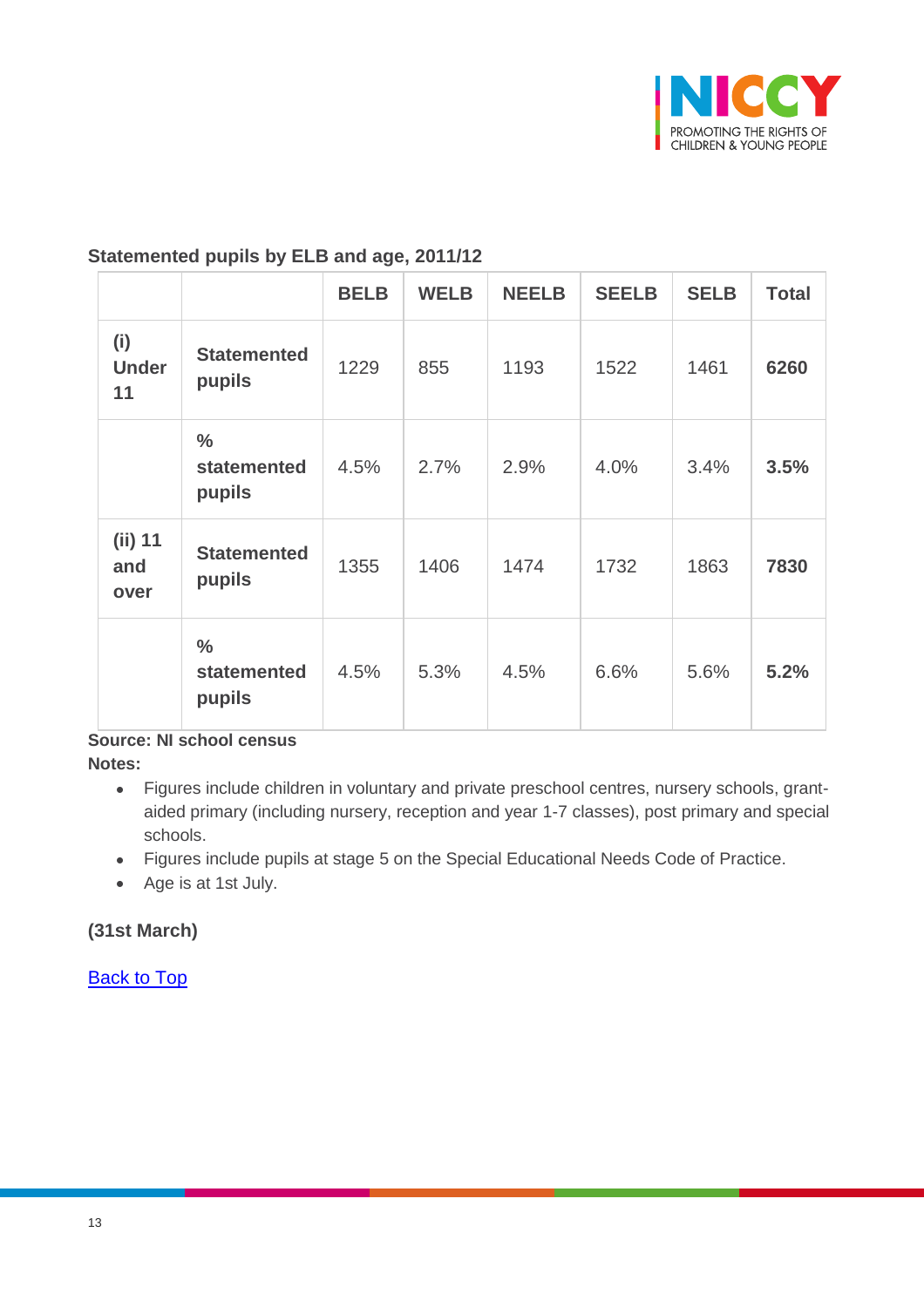**Statemented pupils by ELB and age, 2011/12**

| | | BELB | WELB | NEELB | SEELB | SELB | Total |
|---|---|---|---|---|---|---|---|
| **(i) Under 11** | **Statemented pupils** | 1229 | 855 | 1193 | 1522 | 1461 | **6260** |
| | **% statemented pupils** | 4.5% | 2.7% | 2.9% | 4.0% | 3.4% | **3.5%** |
| **(ii) 11 and over** | **Statemented pupils** | 1355 | 1406 | 1474 | 1732 | 1863 | **7830** |
| | **% statemented pupils** | 4.5% | 5.3% | 4.5% | 6.6% | 5.6% | **5.2%** |

**Source: NI school census**

**Notes:**

- Figures include children in voluntary and private preschool centres, nursery schools, grant-aided primary (including nursery, reception and year 1-7 classes), post primary and special schools.
- Figures include pupils at stage 5 on the Special Educational Needs Code of Practice.
- Age is at 1st July.

**(31st March)**

Back to Top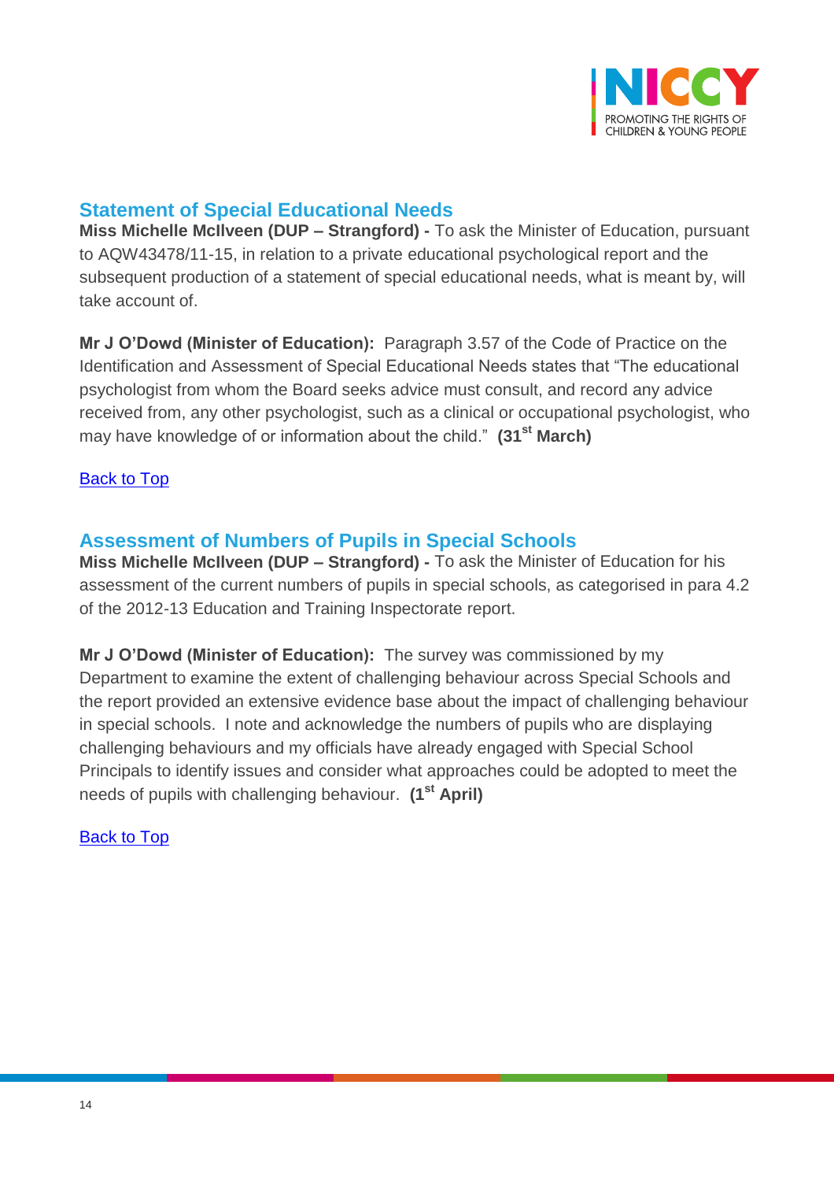## Statement of Special Educational Needs

**Miss Michelle McIlveen (DUP – Strangford) -** To ask the Minister of Education, pursuant to AQW43478/11-15, in relation to a private educational psychological report and the subsequent production of a statement of special educational needs, what is meant by, will take account of.

**Mr J O'Dowd (Minister of Education):** Paragraph 3.57 of the Code of Practice on the Identification and Assessment of Special Educational Needs states that "The educational psychologist from whom the Board seeks advice must consult, and record any advice received from, any other psychologist, such as a clinical or occupational psychologist, who may have knowledge of or information about the child." **(31st March)**

Back to Top

## Assessment of Numbers of Pupils in Special Schools

**Miss Michelle McIlveen (DUP – Strangford) -** To ask the Minister of Education for his assessment of the current numbers of pupils in special schools, as categorised in para 4.2 of the 2012-13 Education and Training Inspectorate report.

**Mr J O'Dowd (Minister of Education):** The survey was commissioned by my Department to examine the extent of challenging behaviour across Special Schools and the report provided an extensive evidence base about the impact of challenging behaviour in special schools. I note and acknowledge the numbers of pupils who are displaying challenging behaviours and my officials have already engaged with Special School Principals to identify issues and consider what approaches could be adopted to meet the needs of pupils with challenging behaviour. **(1st April)**

Back to Top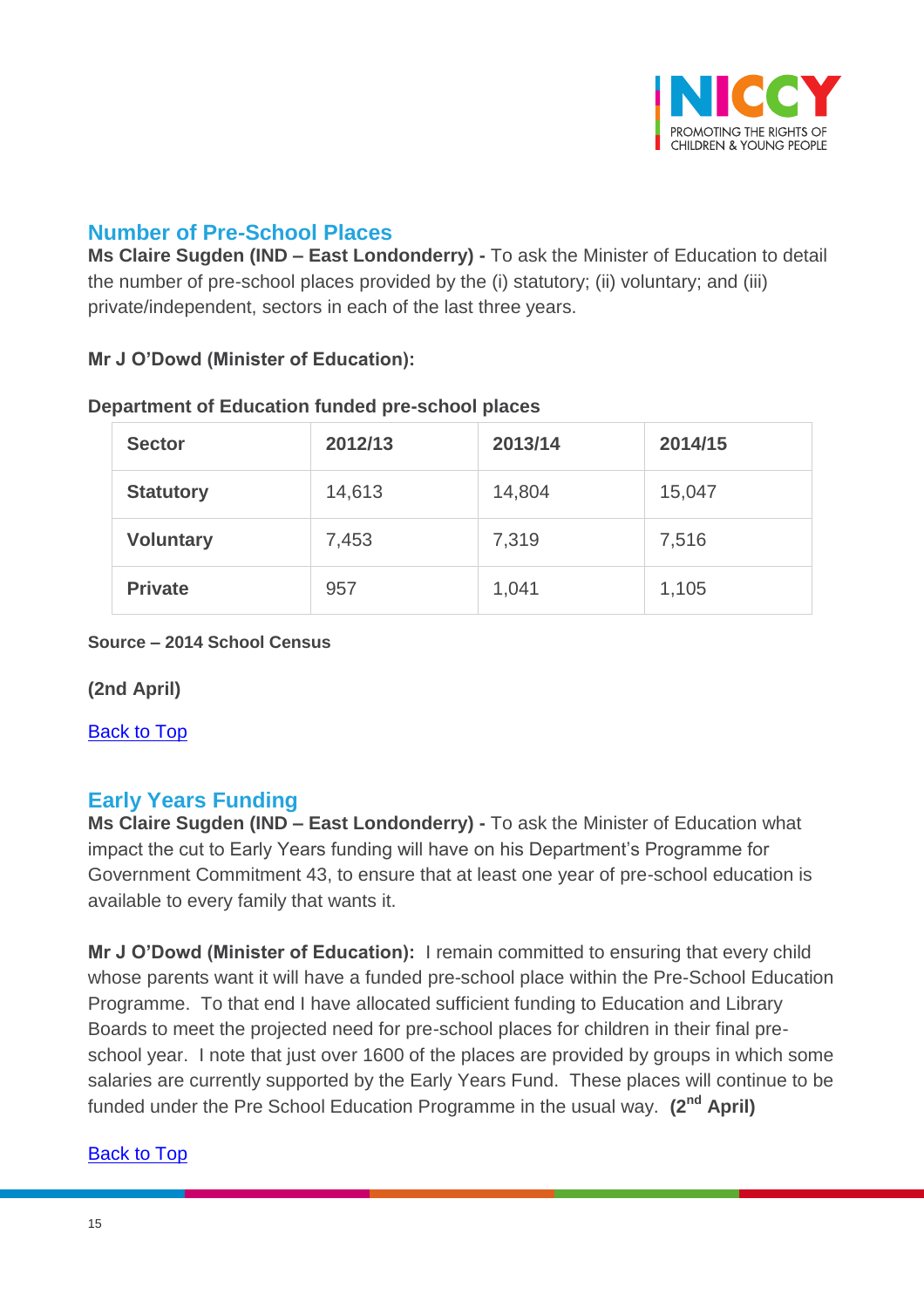## Number of Pre-School Places

**Ms Claire Sugden (IND – East Londonderry) -** To ask the Minister of Education to detail the number of pre-school places provided by the (i) statutory; (ii) voluntary; and (iii) private/independent, sectors in each of the last three years.

**Mr J O'Dowd (Minister of Education):**

**Department of Education funded pre-school places**

| Sector | 2012/13 | 2013/14 | 2014/15 |
|---|---|---|---|
| **Statutory** | 14,613 | 14,804 | 15,047 |
| **Voluntary** | 7,453 | 7,319 | 7,516 |
| **Private** | 957 | 1,041 | 1,105 |

**Source – 2014 School Census**

**(2nd April)**

Back to Top

## Early Years Funding

**Ms Claire Sugden (IND – East Londonderry) -** To ask the Minister of Education what impact the cut to Early Years funding will have on his Department's Programme for Government Commitment 43, to ensure that at least one year of pre-school education is available to every family that wants it.

**Mr J O'Dowd (Minister of Education):** I remain committed to ensuring that every child whose parents want it will have a funded pre-school place within the Pre-School Education Programme. To that end I have allocated sufficient funding to Education and Library Boards to meet the projected need for pre-school places for children in their final pre-school year. I note that just over 1600 of the places are provided by groups in which some salaries are currently supported by the Early Years Fund. These places will continue to be funded under the Pre School Education Programme in the usual way. **(2nd April)**

Back to Top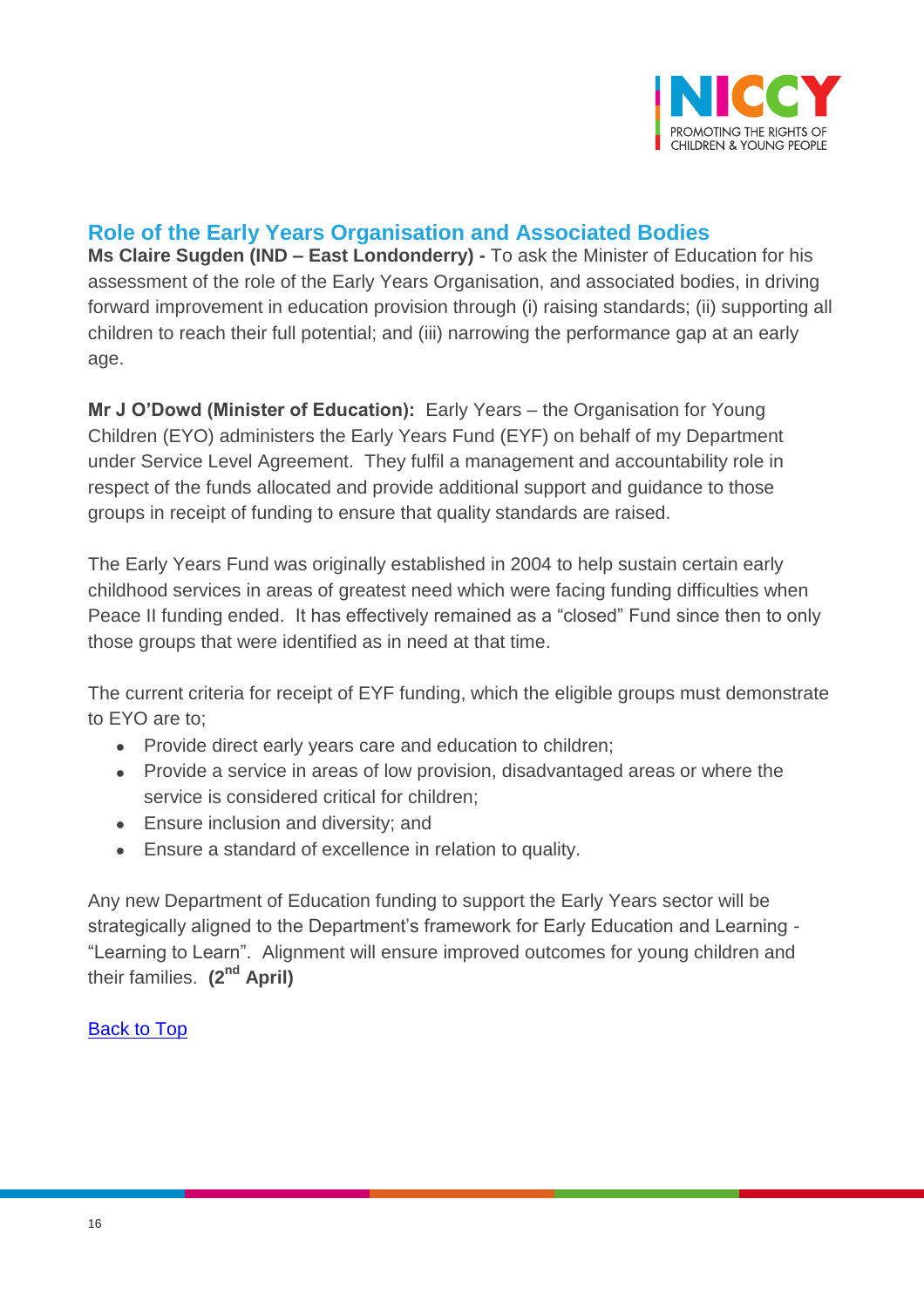## Role of the Early Years Organisation and Associated Bodies

**Ms Claire Sugden (IND – East Londonderry) -** To ask the Minister of Education for his assessment of the role of the Early Years Organisation, and associated bodies, in driving forward improvement in education provision through (i) raising standards; (ii) supporting all children to reach their full potential; and (iii) narrowing the performance gap at an early age.

**Mr J O'Dowd (Minister of Education):** Early Years – the Organisation for Young Children (EYO) administers the Early Years Fund (EYF) on behalf of my Department under Service Level Agreement. They fulfil a management and accountability role in respect of the funds allocated and provide additional support and guidance to those groups in receipt of funding to ensure that quality standards are raised.

The Early Years Fund was originally established in 2004 to help sustain certain early childhood services in areas of greatest need which were facing funding difficulties when Peace II funding ended. It has effectively remained as a "closed" Fund since then to only those groups that were identified as in need at that time.

The current criteria for receipt of EYF funding, which the eligible groups must demonstrate to EYO are to;

- Provide direct early years care and education to children;
- Provide a service in areas of low provision, disadvantaged areas or where the service is considered critical for children;
- Ensure inclusion and diversity; and
- Ensure a standard of excellence in relation to quality.

Any new Department of Education funding to support the Early Years sector will be strategically aligned to the Department's framework for Early Education and Learning - "Learning to Learn". Alignment will ensure improved outcomes for young children and their families. **(2nd April)**

Back to Top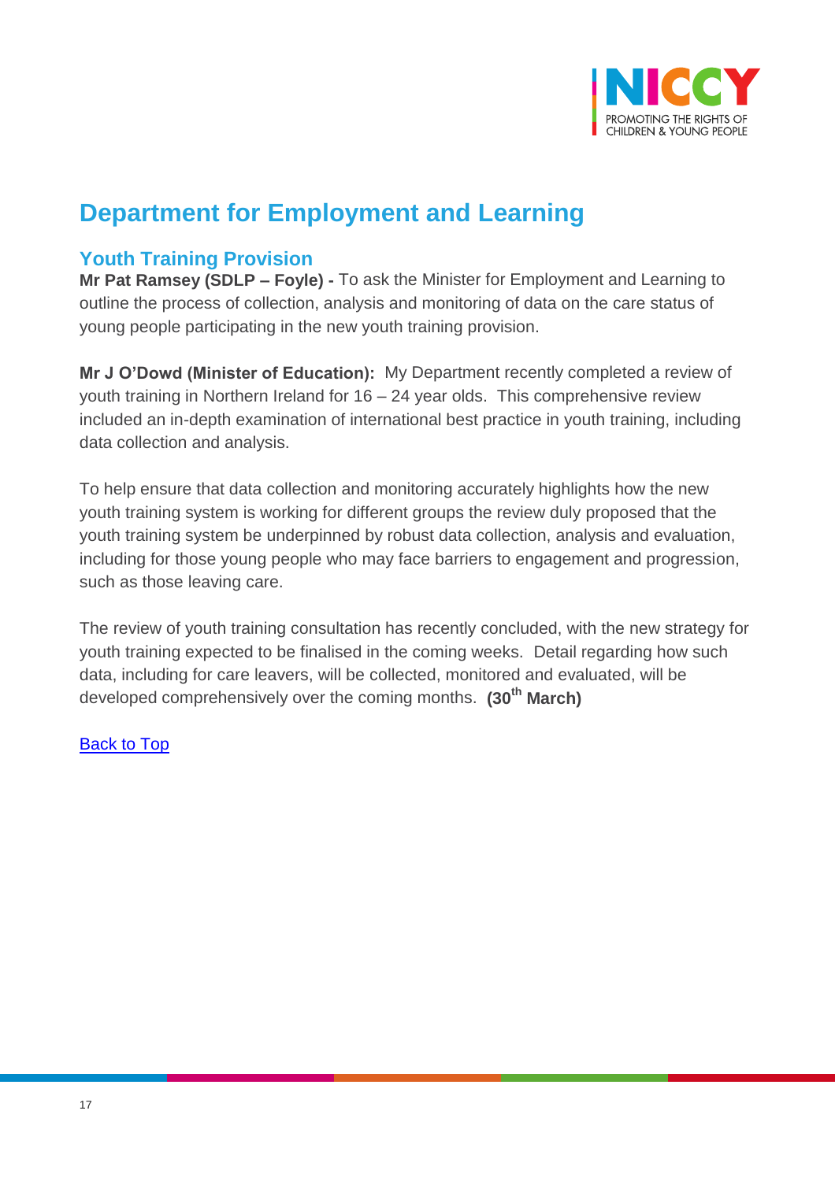## Department for Employment and Learning

### Youth Training Provision

**Mr Pat Ramsey (SDLP – Foyle) -** To ask the Minister for Employment and Learning to outline the process of collection, analysis and monitoring of data on the care status of young people participating in the new youth training provision.

**Mr J O'Dowd (Minister of Education):** My Department recently completed a review of youth training in Northern Ireland for 16 – 24 year olds. This comprehensive review included an in-depth examination of international best practice in youth training, including data collection and analysis.

To help ensure that data collection and monitoring accurately highlights how the new youth training system is working for different groups the review duly proposed that the youth training system be underpinned by robust data collection, analysis and evaluation, including for those young people who may face barriers to engagement and progression, such as those leaving care.

The review of youth training consultation has recently concluded, with the new strategy for youth training expected to be finalised in the coming weeks. Detail regarding how such data, including for care leavers, will be collected, monitored and evaluated, will be developed comprehensively over the coming months. **(30th March)**

Back to Top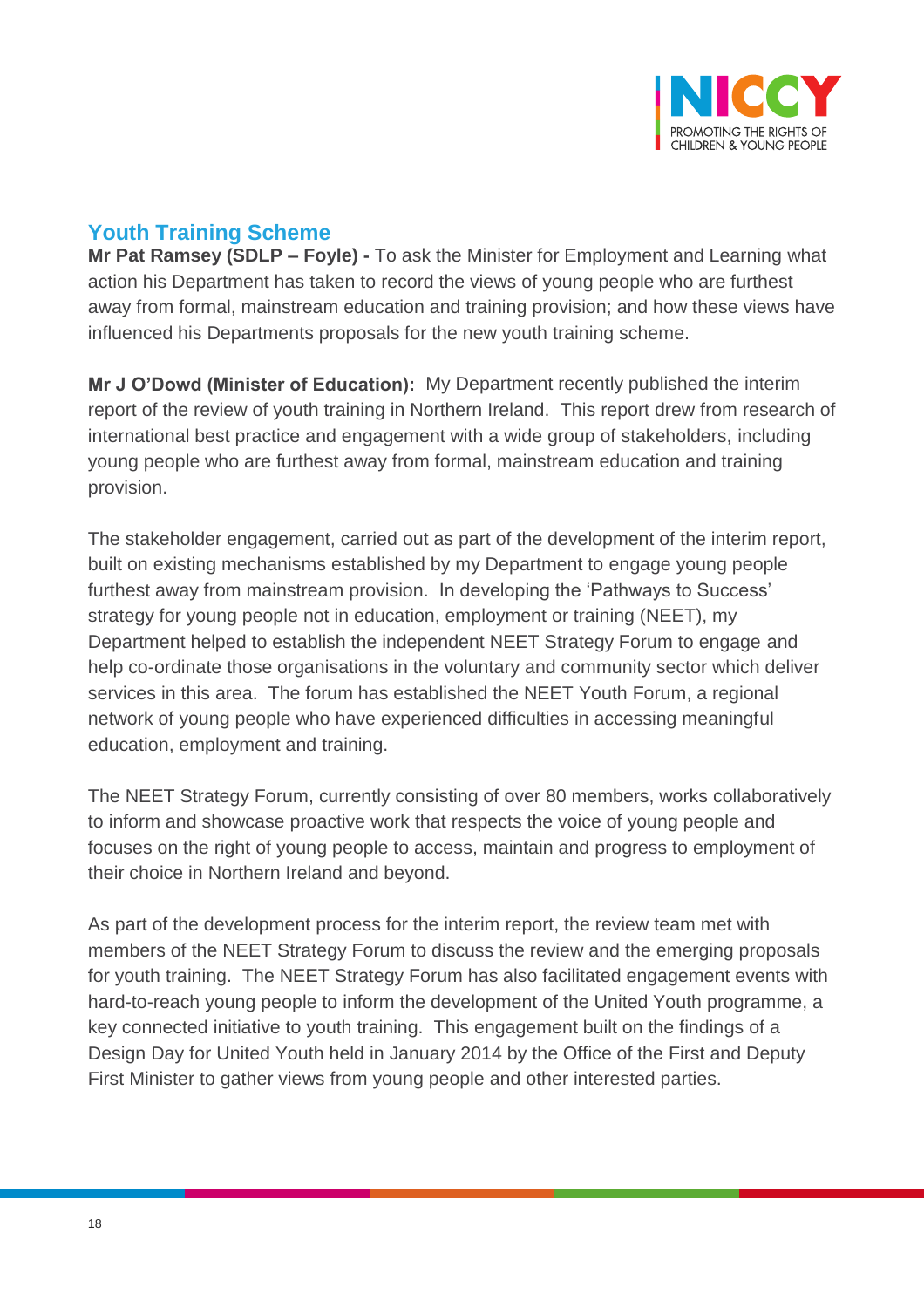## Youth Training Scheme

**Mr Pat Ramsey (SDLP – Foyle) -** To ask the Minister for Employment and Learning what action his Department has taken to record the views of young people who are furthest away from formal, mainstream education and training provision; and how these views have influenced his Departments proposals for the new youth training scheme.

**Mr J O'Dowd (Minister of Education):** My Department recently published the interim report of the review of youth training in Northern Ireland. This report drew from research of international best practice and engagement with a wide group of stakeholders, including young people who are furthest away from formal, mainstream education and training provision.

The stakeholder engagement, carried out as part of the development of the interim report, built on existing mechanisms established by my Department to engage young people furthest away from mainstream provision. In developing the 'Pathways to Success' strategy for young people not in education, employment or training (NEET), my Department helped to establish the independent NEET Strategy Forum to engage and help co-ordinate those organisations in the voluntary and community sector which deliver services in this area. The forum has established the NEET Youth Forum, a regional network of young people who have experienced difficulties in accessing meaningful education, employment and training.

The NEET Strategy Forum, currently consisting of over 80 members, works collaboratively to inform and showcase proactive work that respects the voice of young people and focuses on the right of young people to access, maintain and progress to employment of their choice in Northern Ireland and beyond.

As part of the development process for the interim report, the review team met with members of the NEET Strategy Forum to discuss the review and the emerging proposals for youth training. The NEET Strategy Forum has also facilitated engagement events with hard-to-reach young people to inform the development of the United Youth programme, a key connected initiative to youth training. This engagement built on the findings of a Design Day for United Youth held in January 2014 by the Office of the First and Deputy First Minister to gather views from young people and other interested parties.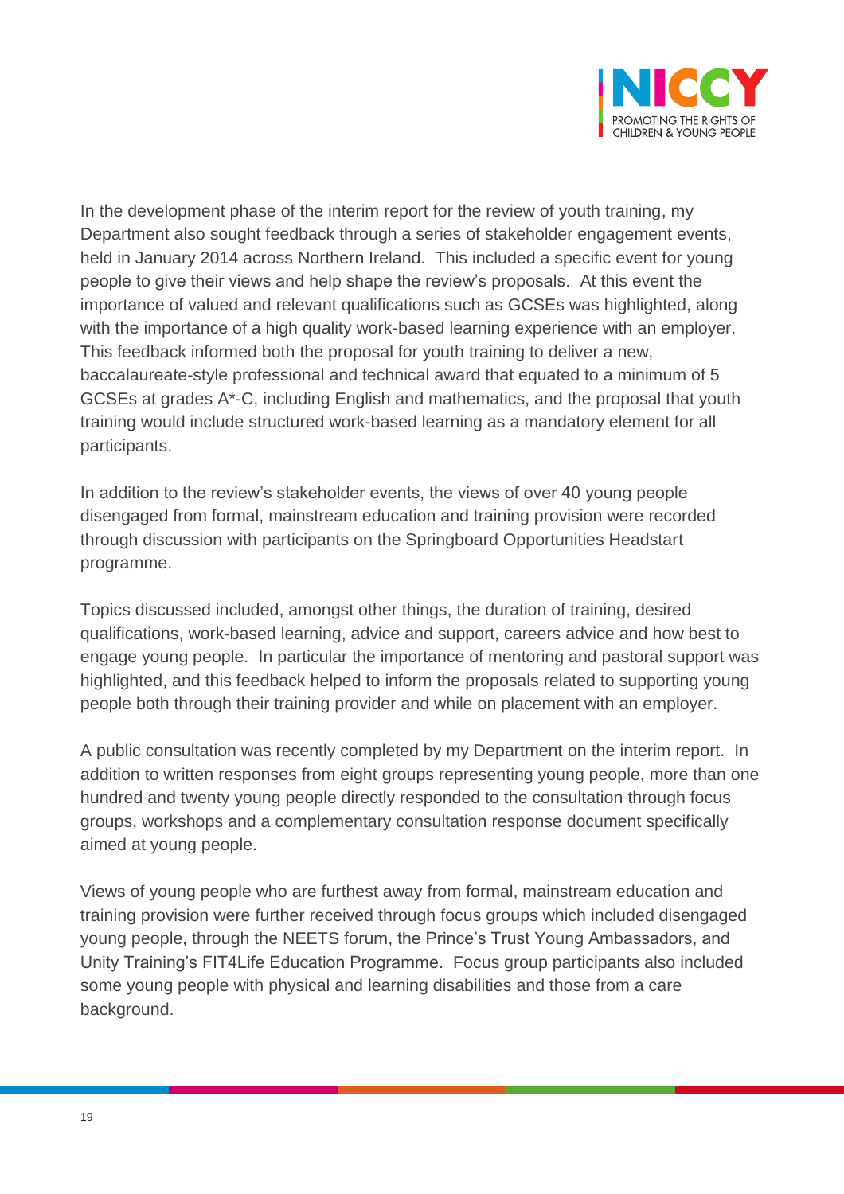In the development phase of the interim report for the review of youth training, my Department also sought feedback through a series of stakeholder engagement events, held in January 2014 across Northern Ireland. This included a specific event for young people to give their views and help shape the review's proposals. At this event the importance of valued and relevant qualifications such as GCSEs was highlighted, along with the importance of a high quality work-based learning experience with an employer. This feedback informed both the proposal for youth training to deliver a new, baccalaureate-style professional and technical award that equated to a minimum of 5 GCSEs at grades A*-C, including English and mathematics, and the proposal that youth training would include structured work-based learning as a mandatory element for all participants.

In addition to the review's stakeholder events, the views of over 40 young people disengaged from formal, mainstream education and training provision were recorded through discussion with participants on the Springboard Opportunities Headstart programme.

Topics discussed included, amongst other things, the duration of training, desired qualifications, work-based learning, advice and support, careers advice and how best to engage young people. In particular the importance of mentoring and pastoral support was highlighted, and this feedback helped to inform the proposals related to supporting young people both through their training provider and while on placement with an employer.

A public consultation was recently completed by my Department on the interim report. In addition to written responses from eight groups representing young people, more than one hundred and twenty young people directly responded to the consultation through focus groups, workshops and a complementary consultation response document specifically aimed at young people.

Views of young people who are furthest away from formal, mainstream education and training provision were further received through focus groups which included disengaged young people, through the NEETS forum, the Prince's Trust Young Ambassadors, and Unity Training's FIT4Life Education Programme. Focus group participants also included some young people with physical and learning disabilities and those from a care background.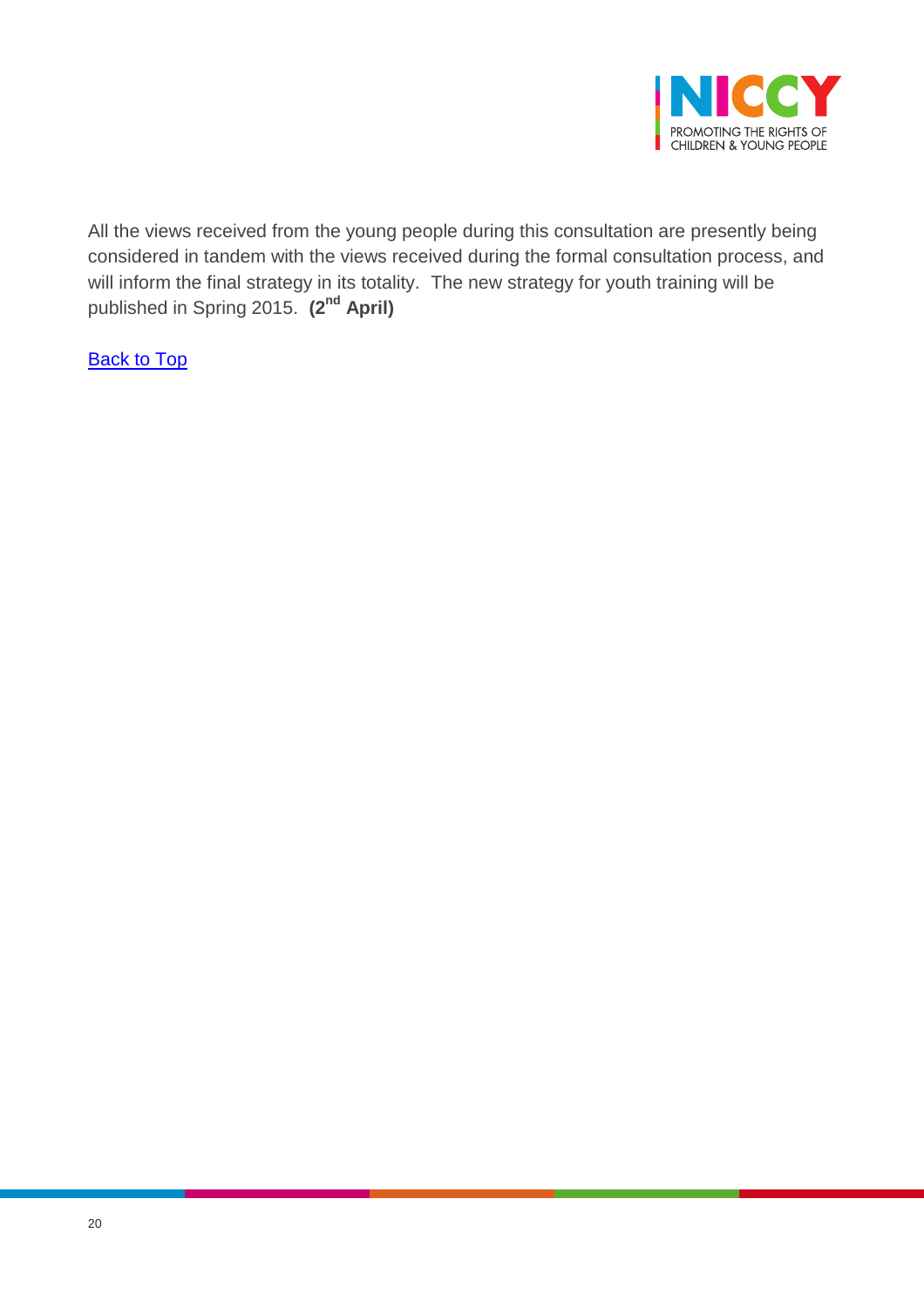All the views received from the young people during this consultation are presently being considered in tandem with the views received during the formal consultation process, and will inform the final strategy in its totality.  The new strategy for youth training will be published in Spring 2015.  **(2nd April)**

Back to Top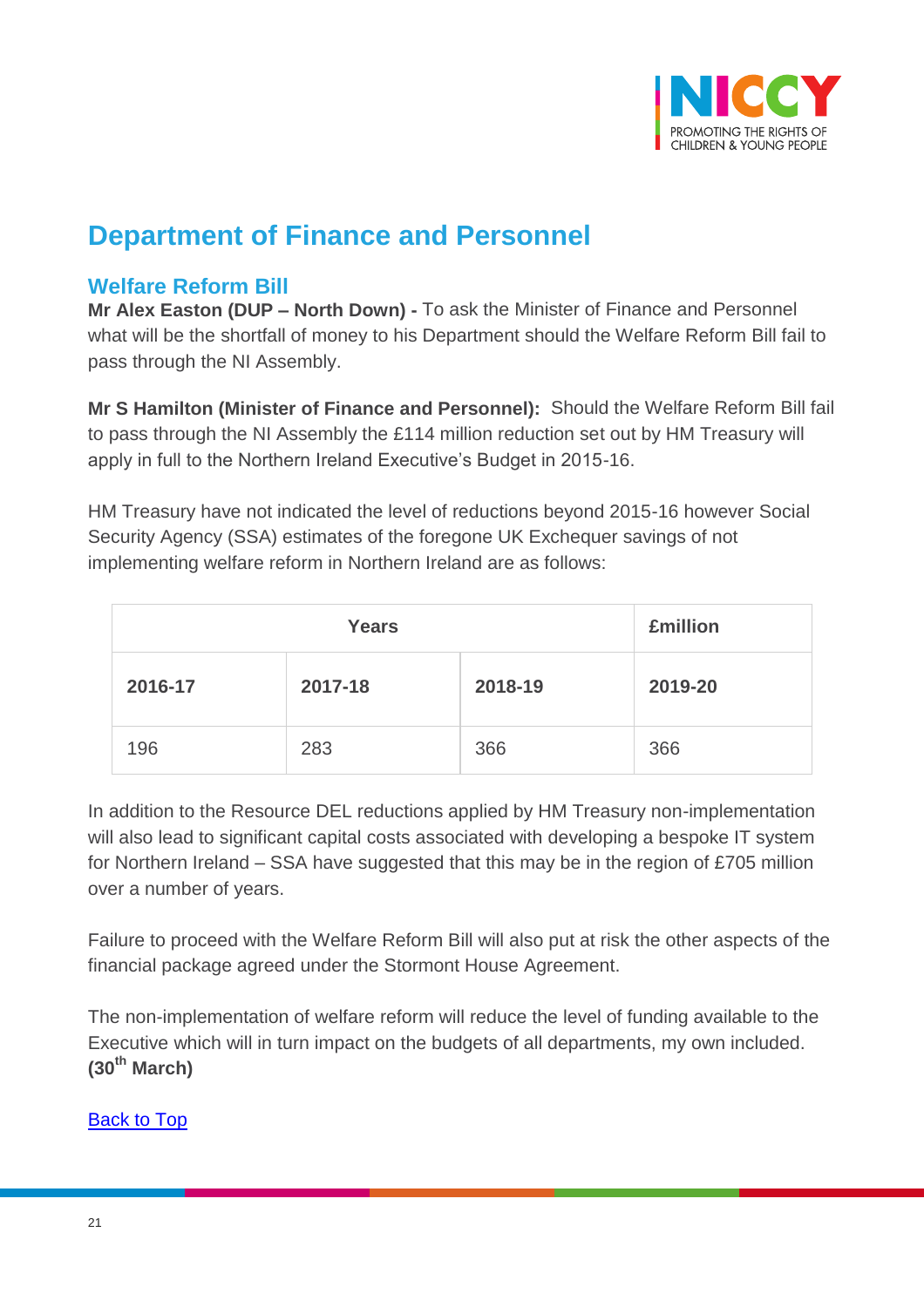# Department of Finance and Personnel

## Welfare Reform Bill

**Mr Alex Easton (DUP – North Down) -** To ask the Minister of Finance and Personnel what will be the shortfall of money to his Department should the Welfare Reform Bill fail to pass through the NI Assembly.

**Mr S Hamilton (Minister of Finance and Personnel):** Should the Welfare Reform Bill fail to pass through the NI Assembly the £114 million reduction set out by HM Treasury will apply in full to the Northern Ireland Executive's Budget in 2015-16.

HM Treasury have not indicated the level of reductions beyond 2015-16 however Social Security Agency (SSA) estimates of the foregone UK Exchequer savings of not implementing welfare reform in Northern Ireland are as follows:

| Years | | | £million |
|---|---|---|---|
| **2016-17** | **2017-18** | **2018-19** | **2019-20** |
| 196 | 283 | 366 | 366 |

In addition to the Resource DEL reductions applied by HM Treasury non-implementation will also lead to significant capital costs associated with developing a bespoke IT system for Northern Ireland – SSA have suggested that this may be in the region of £705 million over a number of years.

Failure to proceed with the Welfare Reform Bill will also put at risk the other aspects of the financial package agreed under the Stormont House Agreement.

The non-implementation of welfare reform will reduce the level of funding available to the Executive which will in turn impact on the budgets of all departments, my own included. **(30th March)**

Back to Top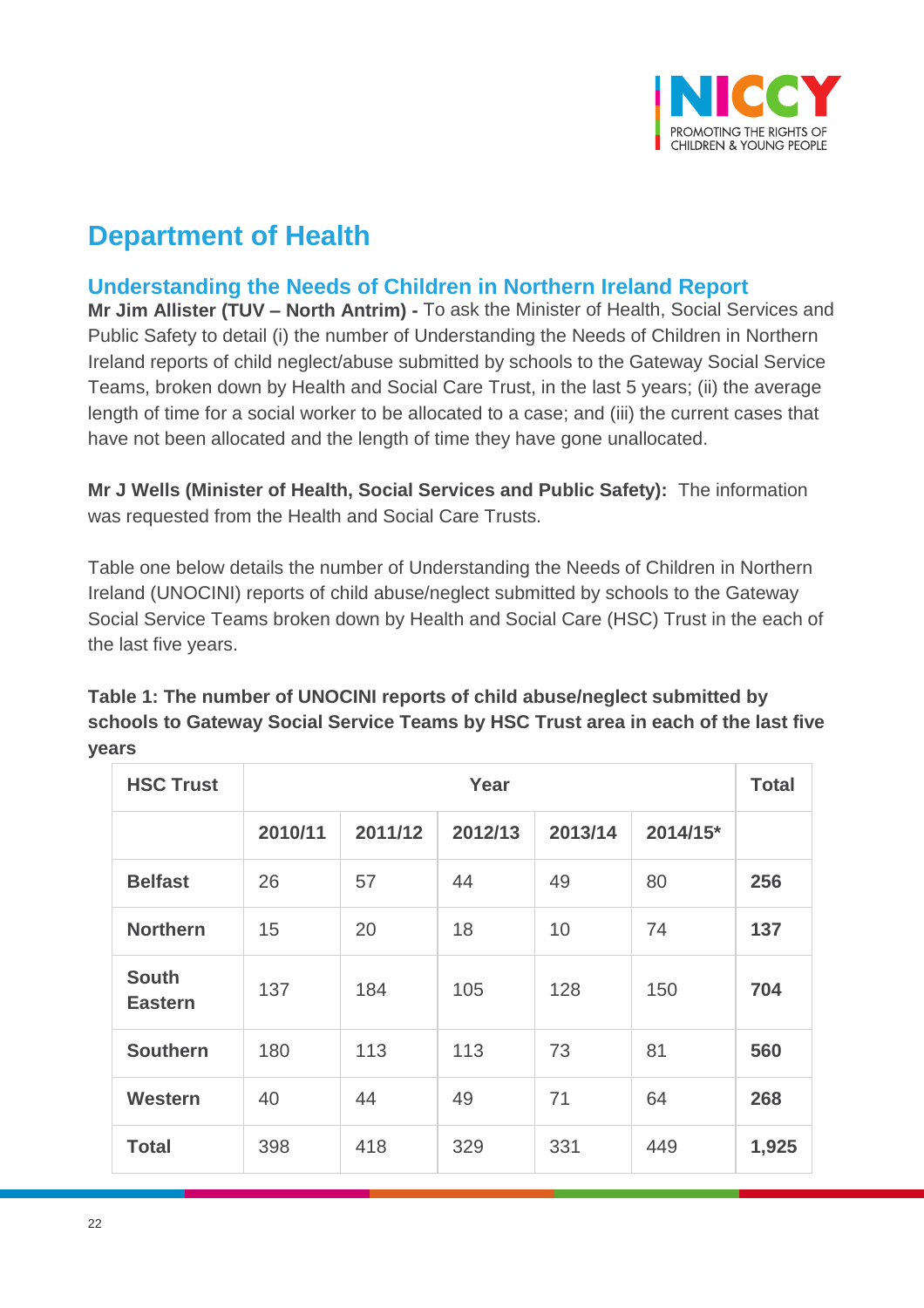# Department of Health

## Understanding the Needs of Children in Northern Ireland Report

**Mr Jim Allister (TUV – North Antrim) -** To ask the Minister of Health, Social Services and Public Safety to detail (i) the number of Understanding the Needs of Children in Northern Ireland reports of child neglect/abuse submitted by schools to the Gateway Social Service Teams, broken down by Health and Social Care Trust, in the last 5 years; (ii) the average length of time for a social worker to be allocated to a case; and (iii) the current cases that have not been allocated and the length of time they have gone unallocated.

**Mr J Wells (Minister of Health, Social Services and Public Safety):** The information was requested from the Health and Social Care Trusts.

Table one below details the number of Understanding the Needs of Children in Northern Ireland (UNOCINI) reports of child abuse/neglect submitted by schools to the Gateway Social Service Teams broken down by Health and Social Care (HSC) Trust in the each of the last five years.

**Table 1: The number of UNOCINI reports of child abuse/neglect submitted by schools to Gateway Social Service Teams by HSC Trust area in each of the last five years**

| HSC Trust | Year | | | | | Total |
|---|---|---|---|---|---|---|
| | 2010/11 | 2011/12 | 2012/13 | 2013/14 | 2014/15* | |
| **Belfast** | 26 | 57 | 44 | 49 | 80 | **256** |
| **Northern** | 15 | 20 | 18 | 10 | 74 | **137** |
| **South Eastern** | 137 | 184 | 105 | 128 | 150 | **704** |
| **Southern** | 180 | 113 | 113 | 73 | 81 | **560** |
| **Western** | 40 | 44 | 49 | 71 | 64 | **268** |
| **Total** | 398 | 418 | 329 | 331 | 449 | **1,925** |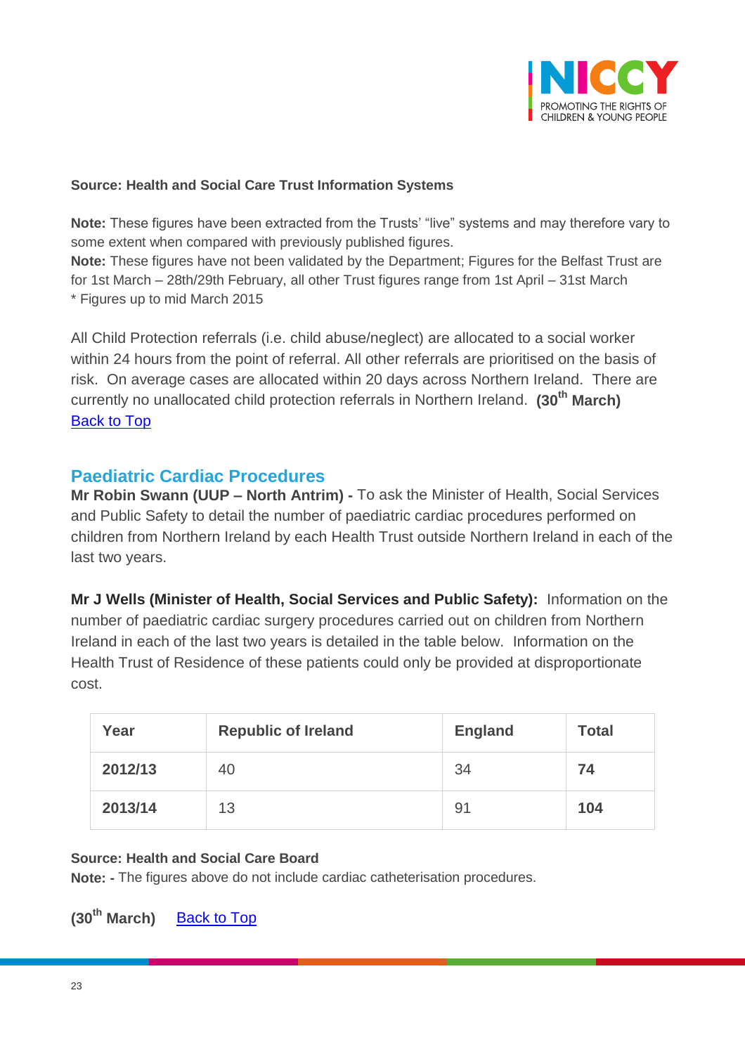**Source: Health and Social Care Trust Information Systems**

**Note:** These figures have been extracted from the Trusts' "live" systems and may therefore vary to some extent when compared with previously published figures.
**Note:** These figures have not been validated by the Department; Figures for the Belfast Trust are for 1st March – 28th/29th February, all other Trust figures range from 1st April – 31st March
* Figures up to mid March 2015

All Child Protection referrals (i.e. child abuse/neglect) are allocated to a social worker within 24 hours from the point of referral. All other referrals are prioritised on the basis of risk. On average cases are allocated within 20 days across Northern Ireland. There are currently no unallocated child protection referrals in Northern Ireland. **(30th March)**
Back to Top

## Paediatric Cardiac Procedures

**Mr Robin Swann (UUP – North Antrim) -** To ask the Minister of Health, Social Services and Public Safety to detail the number of paediatric cardiac procedures performed on children from Northern Ireland by each Health Trust outside Northern Ireland in each of the last two years.

**Mr J Wells (Minister of Health, Social Services and Public Safety):** Information on the number of paediatric cardiac surgery procedures carried out on children from Northern Ireland in each of the last two years is detailed in the table below. Information on the Health Trust of Residence of these patients could only be provided at disproportionate cost.

| Year | Republic of Ireland | England | Total |
|---|---|---|---|
| **2012/13** | 40 | 34 | **74** |
| **2013/14** | 13 | 91 | **104** |

**Source: Health and Social Care Board**
**Note: -** The figures above do not include cardiac catheterisation procedures.

**(30th March)** Back to Top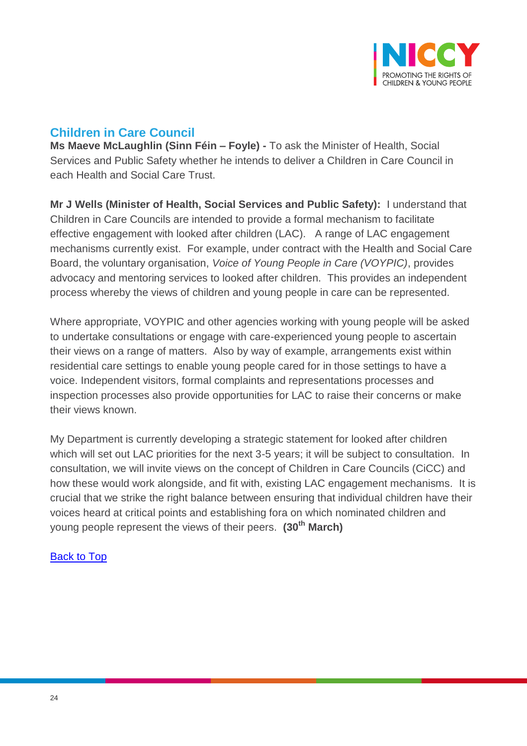## Children in Care Council

**Ms Maeve McLaughlin (Sinn Féin – Foyle) -** To ask the Minister of Health, Social Services and Public Safety whether he intends to deliver a Children in Care Council in each Health and Social Care Trust.

**Mr J Wells (Minister of Health, Social Services and Public Safety):** I understand that Children in Care Councils are intended to provide a formal mechanism to facilitate effective engagement with looked after children (LAC). A range of LAC engagement mechanisms currently exist. For example, under contract with the Health and Social Care Board, the voluntary organisation, *Voice of Young People in Care (VOYPIC)*, provides advocacy and mentoring services to looked after children. This provides an independent process whereby the views of children and young people in care can be represented.

Where appropriate, VOYPIC and other agencies working with young people will be asked to undertake consultations or engage with care-experienced young people to ascertain their views on a range of matters. Also by way of example, arrangements exist within residential care settings to enable young people cared for in those settings to have a voice. Independent visitors, formal complaints and representations processes and inspection processes also provide opportunities for LAC to raise their concerns or make their views known.

My Department is currently developing a strategic statement for looked after children which will set out LAC priorities for the next 3-5 years; it will be subject to consultation. In consultation, we will invite views on the concept of Children in Care Councils (CiCC) and how these would work alongside, and fit with, existing LAC engagement mechanisms. It is crucial that we strike the right balance between ensuring that individual children have their voices heard at critical points and establishing fora on which nominated children and young people represent the views of their peers. **(30th March)**

Back to Top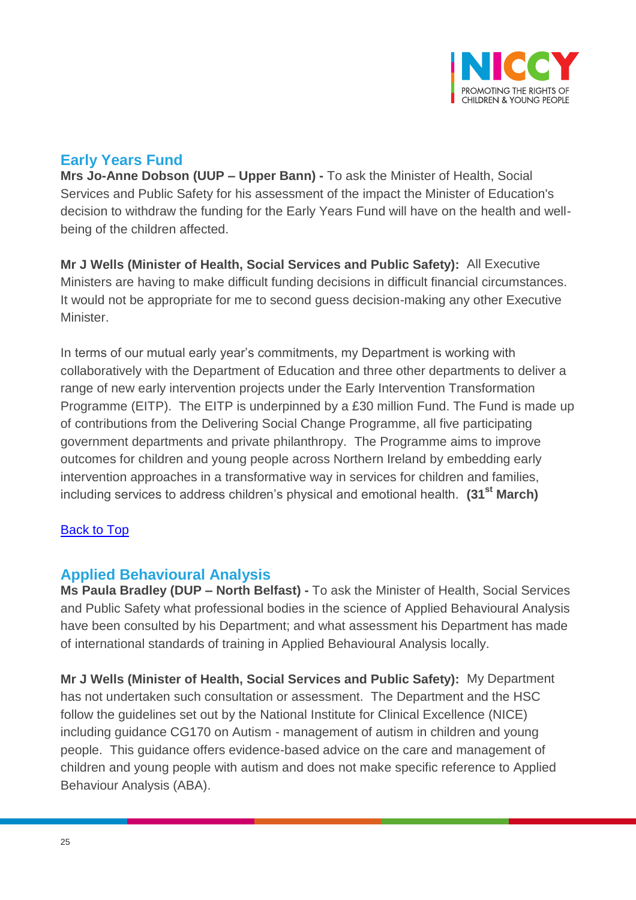## Early Years Fund

**Mrs Jo-Anne Dobson (UUP – Upper Bann) -** To ask the Minister of Health, Social Services and Public Safety for his assessment of the impact the Minister of Education's decision to withdraw the funding for the Early Years Fund will have on the health and well-being of the children affected.

**Mr J Wells (Minister of Health, Social Services and Public Safety):** All Executive Ministers are having to make difficult funding decisions in difficult financial circumstances. It would not be appropriate for me to second guess decision-making any other Executive Minister.

In terms of our mutual early year's commitments, my Department is working with collaboratively with the Department of Education and three other departments to deliver a range of new early intervention projects under the Early Intervention Transformation Programme (EITP). The EITP is underpinned by a £30 million Fund. The Fund is made up of contributions from the Delivering Social Change Programme, all five participating government departments and private philanthropy. The Programme aims to improve outcomes for children and young people across Northern Ireland by embedding early intervention approaches in a transformative way in services for children and families, including services to address children's physical and emotional health. **(31st March)**

Back to Top

## Applied Behavioural Analysis

**Ms Paula Bradley (DUP – North Belfast) -** To ask the Minister of Health, Social Services and Public Safety what professional bodies in the science of Applied Behavioural Analysis have been consulted by his Department; and what assessment his Department has made of international standards of training in Applied Behavioural Analysis locally.

**Mr J Wells (Minister of Health, Social Services and Public Safety):** My Department has not undertaken such consultation or assessment. The Department and the HSC follow the guidelines set out by the National Institute for Clinical Excellence (NICE) including guidance CG170 on Autism - management of autism in children and young people. This guidance offers evidence-based advice on the care and management of children and young people with autism and does not make specific reference to Applied Behaviour Analysis (ABA).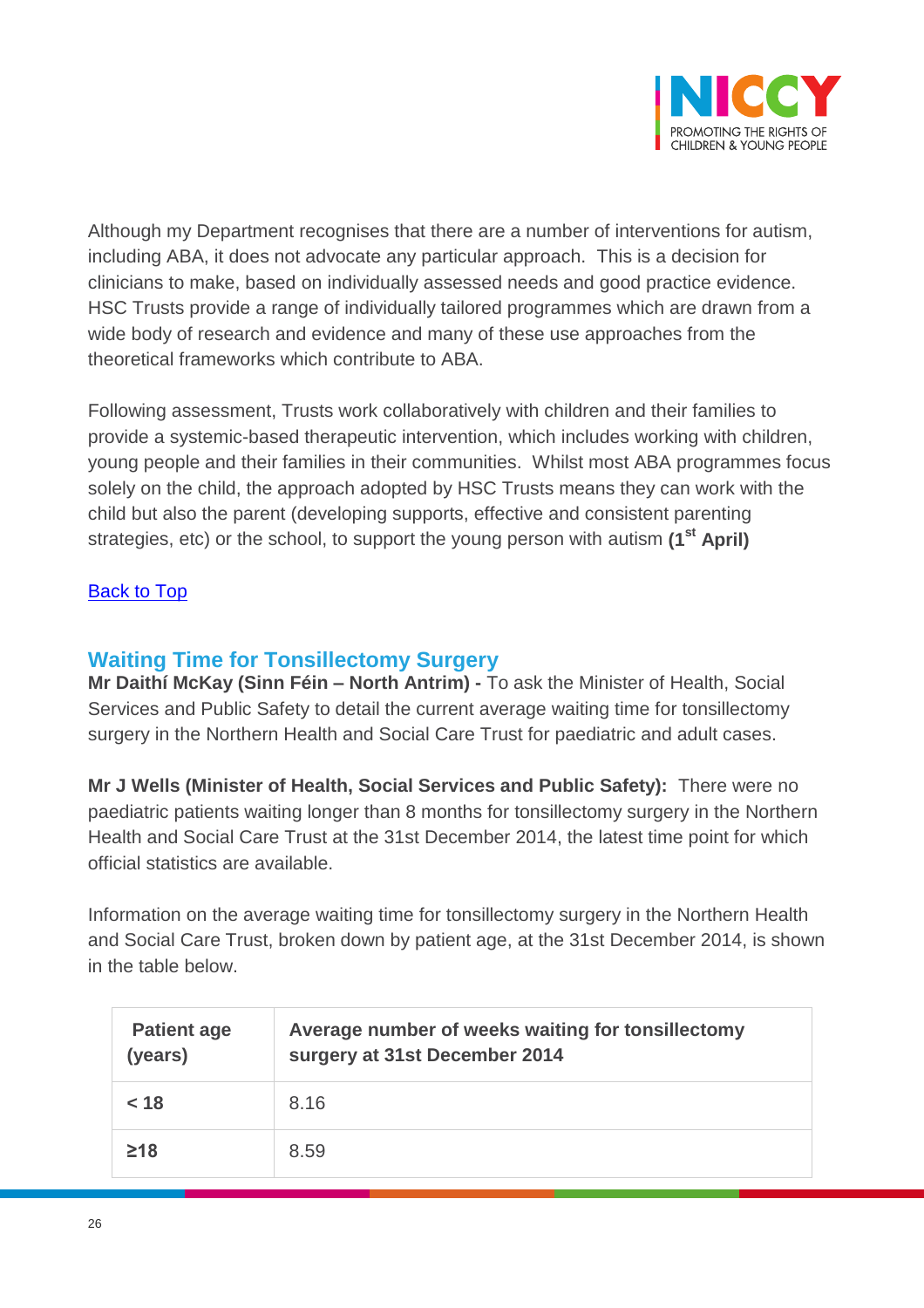Although my Department recognises that there are a number of interventions for autism, including ABA, it does not advocate any particular approach. This is a decision for clinicians to make, based on individually assessed needs and good practice evidence. HSC Trusts provide a range of individually tailored programmes which are drawn from a wide body of research and evidence and many of these use approaches from the theoretical frameworks which contribute to ABA.

Following assessment, Trusts work collaboratively with children and their families to provide a systemic-based therapeutic intervention, which includes working with children, young people and their families in their communities. Whilst most ABA programmes focus solely on the child, the approach adopted by HSC Trusts means they can work with the child but also the parent (developing supports, effective and consistent parenting strategies, etc) or the school, to support the young person with autism **(1st April)**

[Back to Top]

## Waiting Time for Tonsillectomy Surgery

**Mr Daithí McKay (Sinn Féin – North Antrim) -** To ask the Minister of Health, Social Services and Public Safety to detail the current average waiting time for tonsillectomy surgery in the Northern Health and Social Care Trust for paediatric and adult cases.

**Mr J Wells (Minister of Health, Social Services and Public Safety):** There were no paediatric patients waiting longer than 8 months for tonsillectomy surgery in the Northern Health and Social Care Trust at the 31st December 2014, the latest time point for which official statistics are available.

Information on the average waiting time for tonsillectomy surgery in the Northern Health and Social Care Trust, broken down by patient age, at the 31st December 2014, is shown in the table below.

| Patient age (years) | Average number of weeks waiting for tonsillectomy surgery at 31st December 2014 |
|---|---|
| < 18 | 8.16 |
| ≥18 | 8.59 |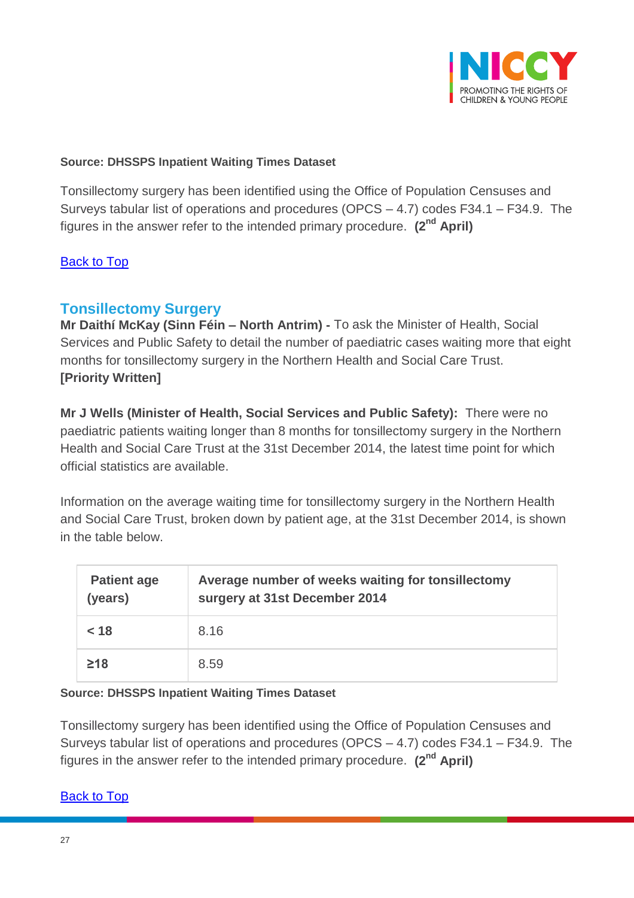**Source: DHSSPS Inpatient Waiting Times Dataset**

Tonsillectomy surgery has been identified using the Office of Population Censuses and Surveys tabular list of operations and procedures (OPCS – 4.7) codes F34.1 – F34.9. The figures in the answer refer to the intended primary procedure. **(2nd April)**

Back to Top

## Tonsillectomy Surgery

**Mr Daithí McKay (Sinn Féin – North Antrim) -** To ask the Minister of Health, Social Services and Public Safety to detail the number of paediatric cases waiting more that eight months for tonsillectomy surgery in the Northern Health and Social Care Trust.
**[Priority Written]**

**Mr J Wells (Minister of Health, Social Services and Public Safety):** There were no paediatric patients waiting longer than 8 months for tonsillectomy surgery in the Northern Health and Social Care Trust at the 31st December 2014, the latest time point for which official statistics are available.

Information on the average waiting time for tonsillectomy surgery in the Northern Health and Social Care Trust, broken down by patient age, at the 31st December 2014, is shown in the table below.

| Patient age (years) | Average number of weeks waiting for tonsillectomy surgery at 31st December 2014 |
|---|---|
| **< 18** | 8.16 |
| **≥18** | 8.59 |

**Source: DHSSPS Inpatient Waiting Times Dataset**

Tonsillectomy surgery has been identified using the Office of Population Censuses and Surveys tabular list of operations and procedures (OPCS – 4.7) codes F34.1 – F34.9. The figures in the answer refer to the intended primary procedure. **(2nd April)**

Back to Top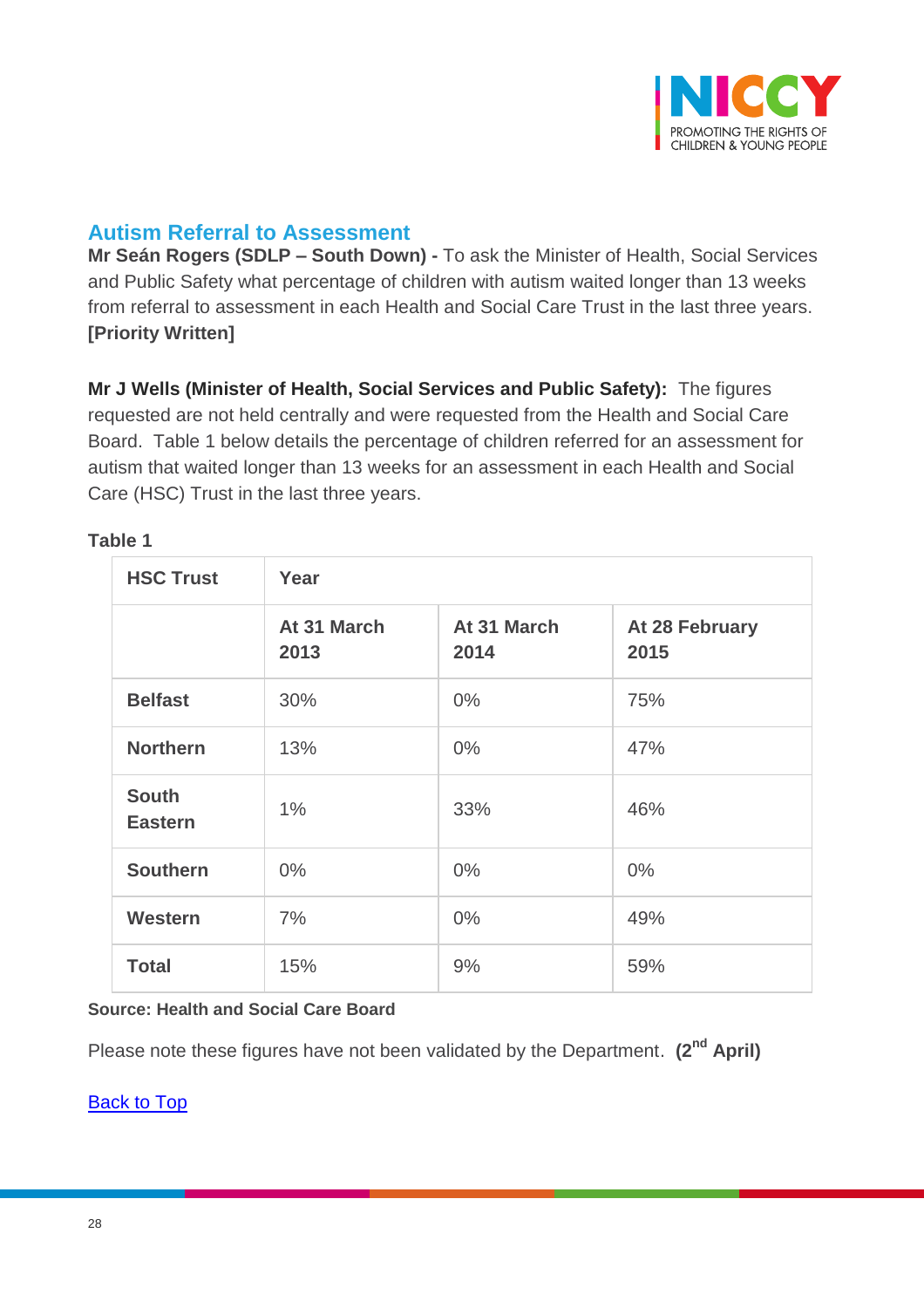## Autism Referral to Assessment

**Mr Seán Rogers (SDLP – South Down) -** To ask the Minister of Health, Social Services and Public Safety what percentage of children with autism waited longer than 13 weeks from referral to assessment in each Health and Social Care Trust in the last three years. **[Priority Written]**

**Mr J Wells (Minister of Health, Social Services and Public Safety):** The figures requested are not held centrally and were requested from the Health and Social Care Board. Table 1 below details the percentage of children referred for an assessment for autism that waited longer than 13 weeks for an assessment in each Health and Social Care (HSC) Trust in the last three years.

**Table 1**

| HSC Trust | Year | | |
|---|---|---|---|
| | At 31 March 2013 | At 31 March 2014 | At 28 February 2015 |
| **Belfast** | 30% | 0% | 75% |
| **Northern** | 13% | 0% | 47% |
| **South Eastern** | 1% | 33% | 46% |
| **Southern** | 0% | 0% | 0% |
| **Western** | 7% | 0% | 49% |
| **Total** | 15% | 9% | 59% |

**Source: Health and Social Care Board**

Please note these figures have not been validated by the Department. **(2nd April)**

Back to Top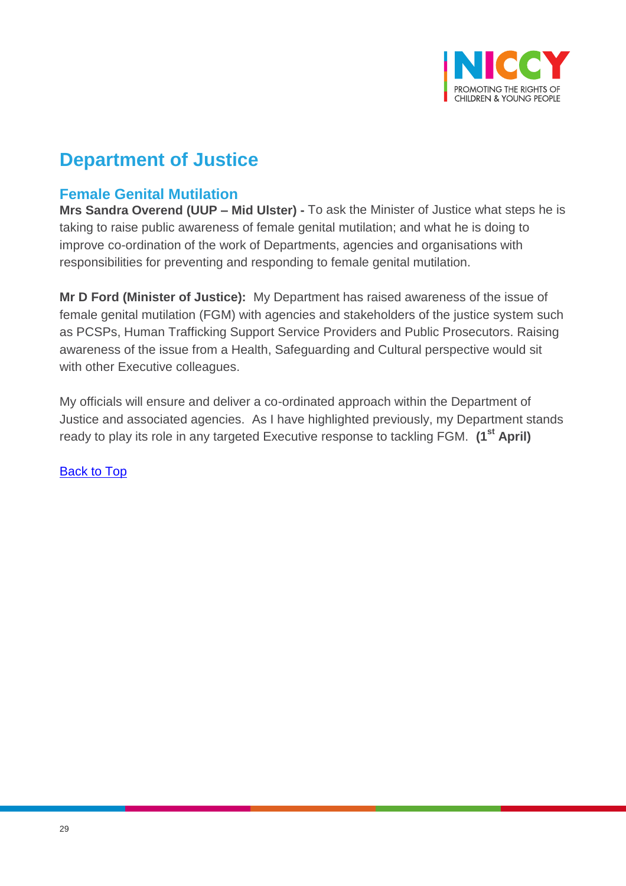# Department of Justice

## Female Genital Mutilation

**Mrs Sandra Overend (UUP – Mid Ulster) -** To ask the Minister of Justice what steps he is taking to raise public awareness of female genital mutilation; and what he is doing to improve co-ordination of the work of Departments, agencies and organisations with responsibilities for preventing and responding to female genital mutilation.

**Mr D Ford (Minister of Justice):** My Department has raised awareness of the issue of female genital mutilation (FGM) with agencies and stakeholders of the justice system such as PCSPs, Human Trafficking Support Service Providers and Public Prosecutors. Raising awareness of the issue from a Health, Safeguarding and Cultural perspective would sit with other Executive colleagues.

My officials will ensure and deliver a co-ordinated approach within the Department of Justice and associated agencies. As I have highlighted previously, my Department stands ready to play its role in any targeted Executive response to tackling FGM. **(1st April)**

Back to Top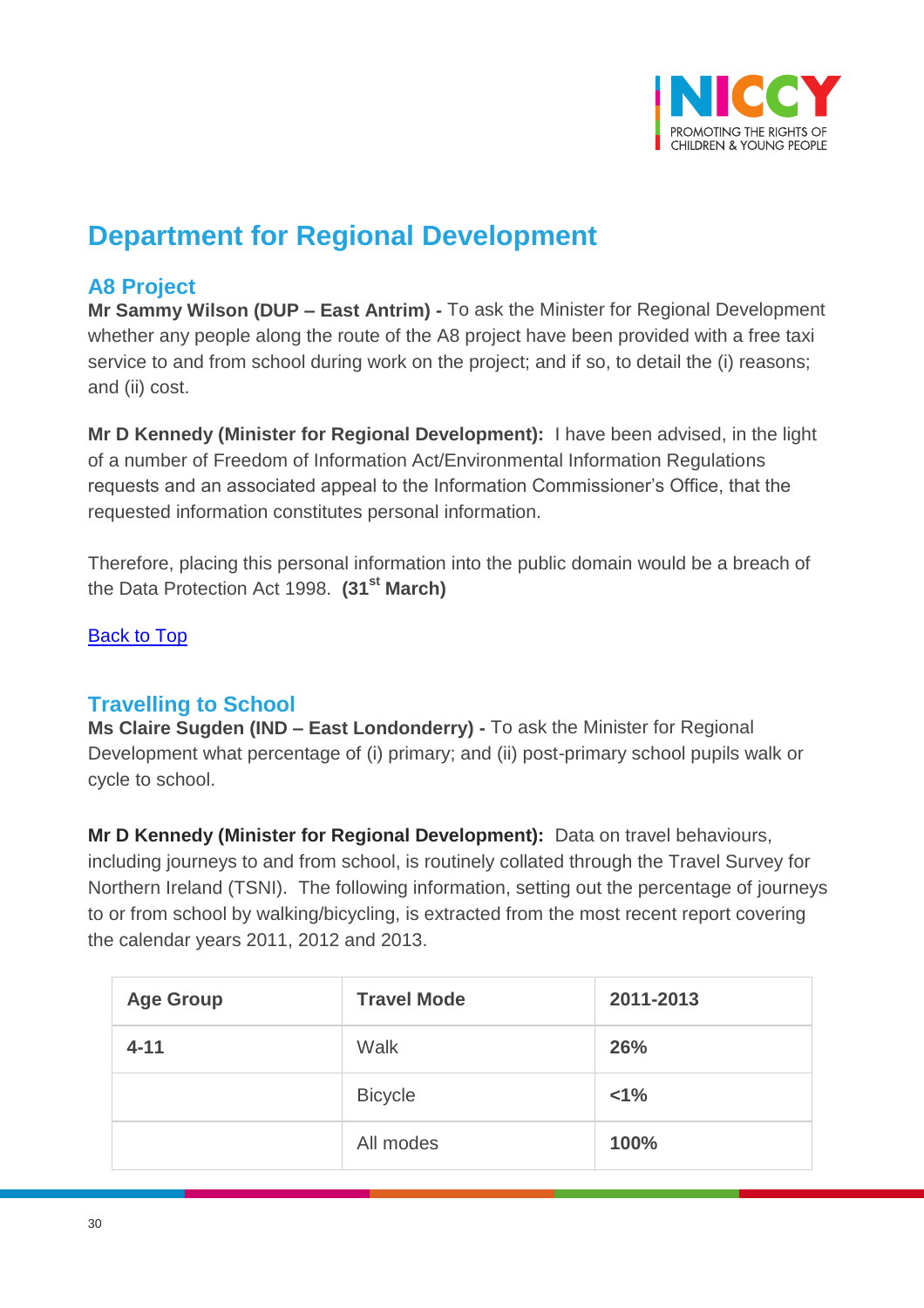# Department for Regional Development

## A8 Project

**Mr Sammy Wilson (DUP – East Antrim) -** To ask the Minister for Regional Development whether any people along the route of the A8 project have been provided with a free taxi service to and from school during work on the project; and if so, to detail the (i) reasons; and (ii) cost.

**Mr D Kennedy (Minister for Regional Development):** I have been advised, in the light of a number of Freedom of Information Act/Environmental Information Regulations requests and an associated appeal to the Information Commissioner's Office, that the requested information constitutes personal information.

Therefore, placing this personal information into the public domain would be a breach of the Data Protection Act 1998. **(31st March)**

[Back to Top](#)

## Travelling to School

**Ms Claire Sugden (IND – East Londonderry) -** To ask the Minister for Regional Development what percentage of (i) primary; and (ii) post-primary school pupils walk or cycle to school.

**Mr D Kennedy (Minister for Regional Development):** Data on travel behaviours, including journeys to and from school, is routinely collated through the Travel Survey for Northern Ireland (TSNI). The following information, setting out the percentage of journeys to or from school by walking/bicycling, is extracted from the most recent report covering the calendar years 2011, 2012 and 2013.

| Age Group | Travel Mode | 2011-2013 |
|---|---|---|
| **4-11** | Walk | **26%** |
| | Bicycle | **<1%** |
| | All modes | **100%** |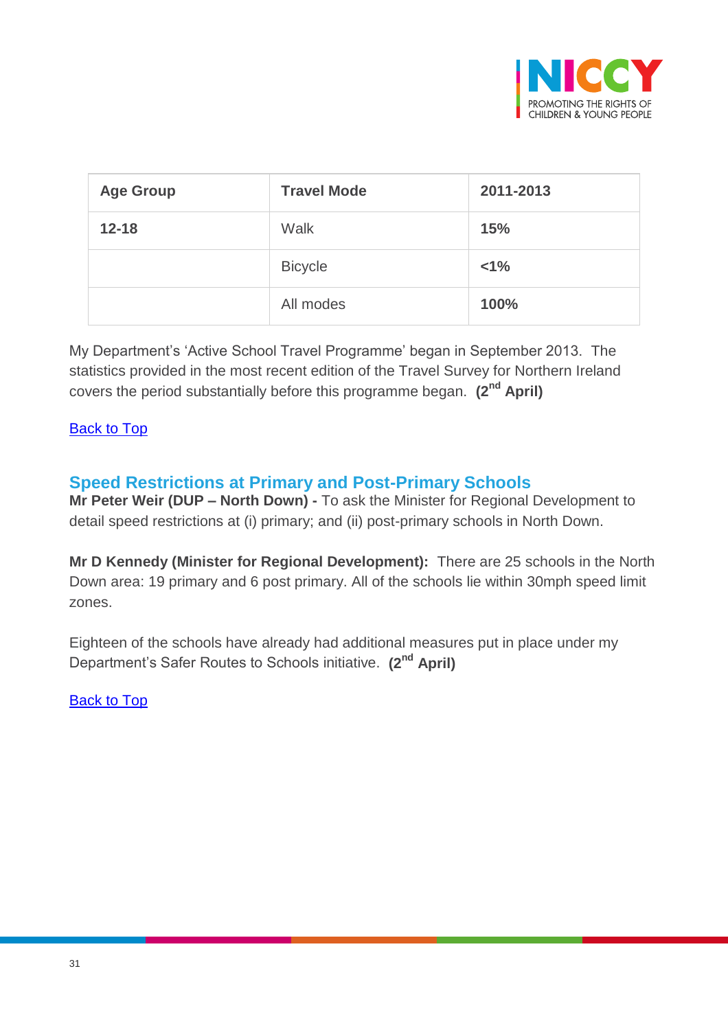| Age Group | Travel Mode | 2011-2013 |
|---|---|---|
| **12-18** | Walk | **15%** |
| | Bicycle | **<1%** |
| | All modes | **100%** |

My Department's 'Active School Travel Programme' began in September 2013. The statistics provided in the most recent edition of the Travel Survey for Northern Ireland covers the period substantially before this programme began. **(2nd April)**

Back to Top

## Speed Restrictions at Primary and Post-Primary Schools

**Mr Peter Weir (DUP – North Down) -** To ask the Minister for Regional Development to detail speed restrictions at (i) primary; and (ii) post-primary schools in North Down.

**Mr D Kennedy (Minister for Regional Development):** There are 25 schools in the North Down area: 19 primary and 6 post primary. All of the schools lie within 30mph speed limit zones.

Eighteen of the schools have already had additional measures put in place under my Department's Safer Routes to Schools initiative. **(2nd April)**

Back to Top